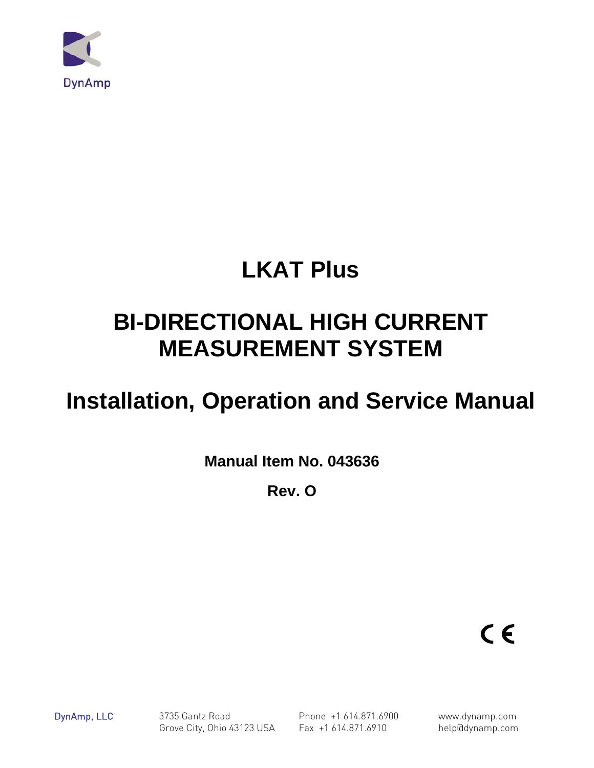DynAmp

# LKAT Plus

# BI-DIRECTIONAL HIGH CURRENT MEASUREMENT SYSTEM

# Installation, Operation and Service Manual

**Manual Item No. 043636**

**Rev. O**

CE

DynAmp, LLC

3735 Gantz Road
Grove City, Ohio 43123 USA

Phone +1 614.871.6900
Fax +1 614.871.6910

www.dynamp.com
help@dynamp.com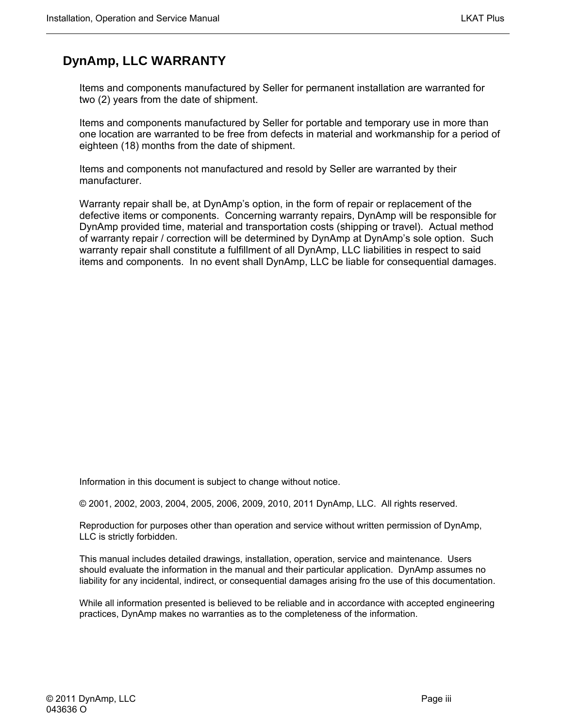# DynAmp, LLC WARRANTY

Items and components manufactured by Seller for permanent installation are warranted for two (2) years from the date of shipment.

Items and components manufactured by Seller for portable and temporary use in more than one location are warranted to be free from defects in material and workmanship for a period of eighteen (18) months from the date of shipment.

Items and components not manufactured and resold by Seller are warranted by their manufacturer.

Warranty repair shall be, at DynAmp's option, in the form of repair or replacement of the defective items or components. Concerning warranty repairs, DynAmp will be responsible for DynAmp provided time, material and transportation costs (shipping or travel). Actual method of warranty repair / correction will be determined by DynAmp at DynAmp's sole option. Such warranty repair shall constitute a fulfillment of all DynAmp, LLC liabilities in respect to said items and components. In no event shall DynAmp, LLC be liable for consequential damages.

Information in this document is subject to change without notice.

© 2001, 2002, 2003, 2004, 2005, 2006, 2009, 2010, 2011 DynAmp, LLC. All rights reserved.

Reproduction for purposes other than operation and service without written permission of DynAmp, LLC is strictly forbidden.

This manual includes detailed drawings, installation, operation, service and maintenance. Users should evaluate the information in the manual and their particular application. DynAmp assumes no liability for any incidental, indirect, or consequential damages arising fro the use of this documentation.

While all information presented is believed to be reliable and in accordance with accepted engineering practices, DynAmp makes no warranties as to the completeness of the information.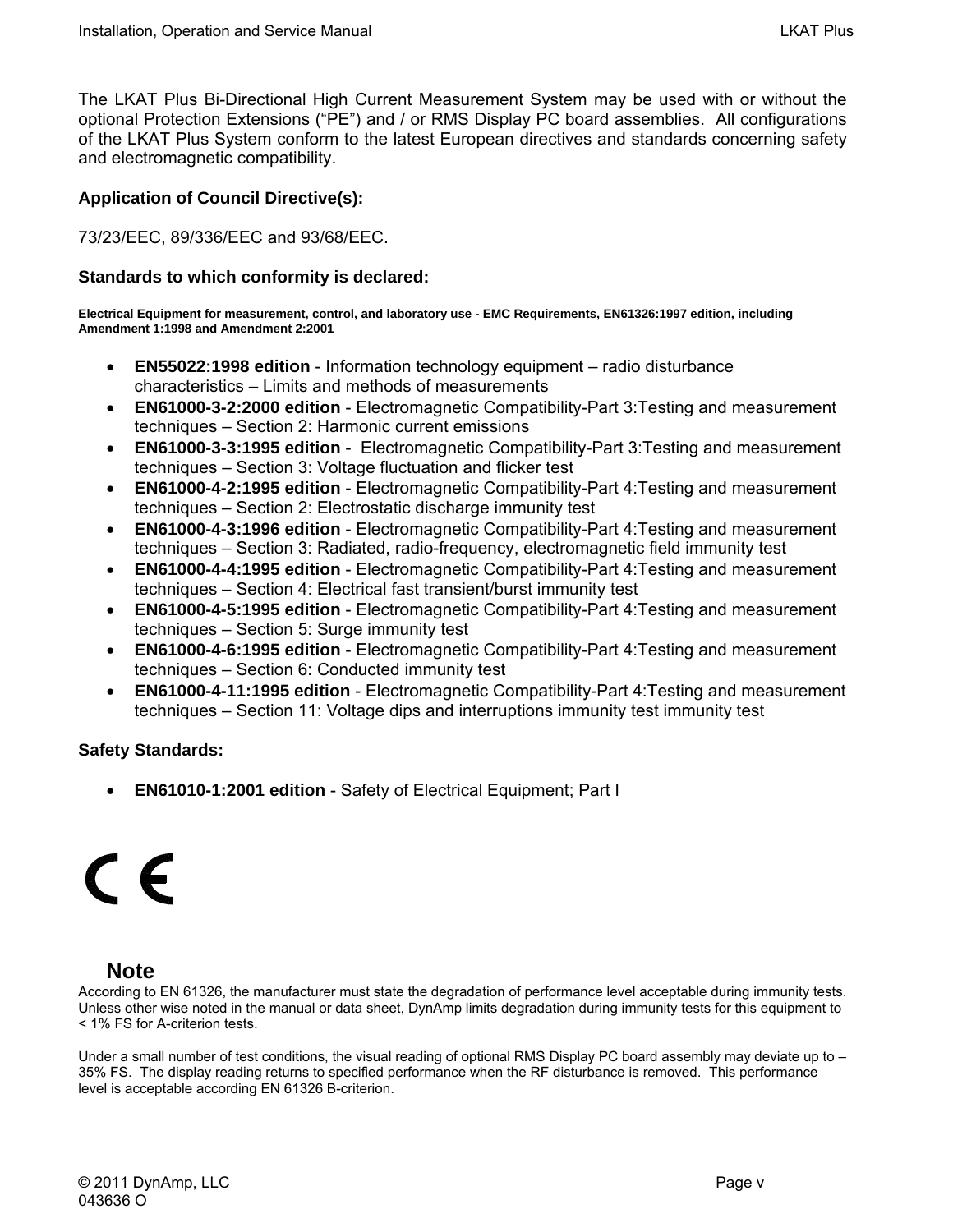The LKAT Plus Bi-Directional High Current Measurement System may be used with or without the optional Protection Extensions (“PE”) and / or RMS Display PC board assemblies. All configurations of the LKAT Plus System conform to the latest European directives and standards concerning safety and electromagnetic compatibility.

### Application of Council Directive(s):

73/23/EEC, 89/336/EEC and 93/68/EEC.

### Standards to which conformity is declared:

**Electrical Equipment for measurement, control, and laboratory use - EMC Requirements, EN61326:1997 edition, including Amendment 1:1998 and Amendment 2:2001**

- **EN55022:1998 edition** - Information technology equipment – radio disturbance characteristics – Limits and methods of measurements
- **EN61000-3-2:2000 edition** - Electromagnetic Compatibility-Part 3:Testing and measurement techniques – Section 2: Harmonic current emissions
- **EN61000-3-3:1995 edition** - Electromagnetic Compatibility-Part 3:Testing and measurement techniques – Section 3: Voltage fluctuation and flicker test
- **EN61000-4-2:1995 edition** - Electromagnetic Compatibility-Part 4:Testing and measurement techniques – Section 2: Electrostatic discharge immunity test
- **EN61000-4-3:1996 edition** - Electromagnetic Compatibility-Part 4:Testing and measurement techniques – Section 3: Radiated, radio-frequency, electromagnetic field immunity test
- **EN61000-4-4:1995 edition** - Electromagnetic Compatibility-Part 4:Testing and measurement techniques – Section 4: Electrical fast transient/burst immunity test
- **EN61000-4-5:1995 edition** - Electromagnetic Compatibility-Part 4:Testing and measurement techniques – Section 5: Surge immunity test
- **EN61000-4-6:1995 edition** - Electromagnetic Compatibility-Part 4:Testing and measurement techniques – Section 6: Conducted immunity test
- **EN61000-4-11:1995 edition** - Electromagnetic Compatibility-Part 4:Testing and measurement techniques – Section 11: Voltage dips and interruptions immunity test immunity test

### Safety Standards:

- **EN61010-1:2001 edition** - Safety of Electrical Equipment; Part I

CE

### Note

According to EN 61326, the manufacturer must state the degradation of performance level acceptable during immunity tests. Unless other wise noted in the manual or data sheet, DynAmp limits degradation during immunity tests for this equipment to < 1% FS for A-criterion tests.

Under a small number of test conditions, the visual reading of optional RMS Display PC board assembly may deviate up to –35% FS. The display reading returns to specified performance when the RF disturbance is removed. This performance level is acceptable according EN 61326 B-criterion.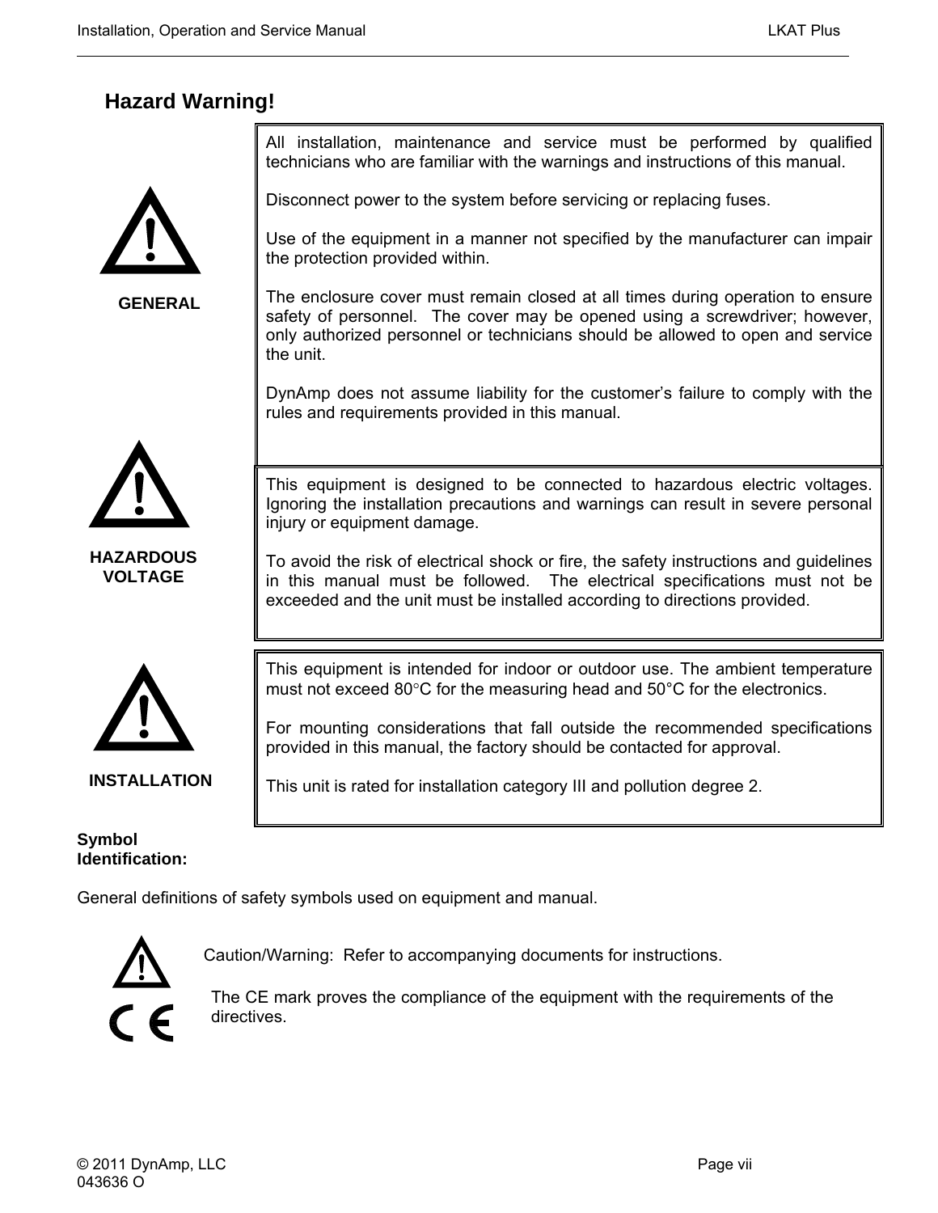## Hazard Warning!

**GENERAL**

All installation, maintenance and service must be performed by qualified technicians who are familiar with the warnings and instructions of this manual.

Disconnect power to the system before servicing or replacing fuses.

Use of the equipment in a manner not specified by the manufacturer can impair the protection provided within.

The enclosure cover must remain closed at all times during operation to ensure safety of personnel. The cover may be opened using a screwdriver; however, only authorized personnel or technicians should be allowed to open and service the unit.

DynAmp does not assume liability for the customer's failure to comply with the rules and requirements provided in this manual.

**HAZARDOUS VOLTAGE**

This equipment is designed to be connected to hazardous electric voltages. Ignoring the installation precautions and warnings can result in severe personal injury or equipment damage.

To avoid the risk of electrical shock or fire, the safety instructions and guidelines in this manual must be followed. The electrical specifications must not be exceeded and the unit must be installed according to directions provided.

**INSTALLATION**

This equipment is intended for indoor or outdoor use. The ambient temperature must not exceed 80°C for the measuring head and 50°C for the electronics.

For mounting considerations that fall outside the recommended specifications provided in this manual, the factory should be contacted for approval.

This unit is rated for installation category III and pollution degree 2.

**Symbol Identification:**

General definitions of safety symbols used on equipment and manual.

Caution/Warning: Refer to accompanying documents for instructions.

The CE mark proves the compliance of the equipment with the requirements of the directives.

© 2011 DynAmp, LLC
043636 O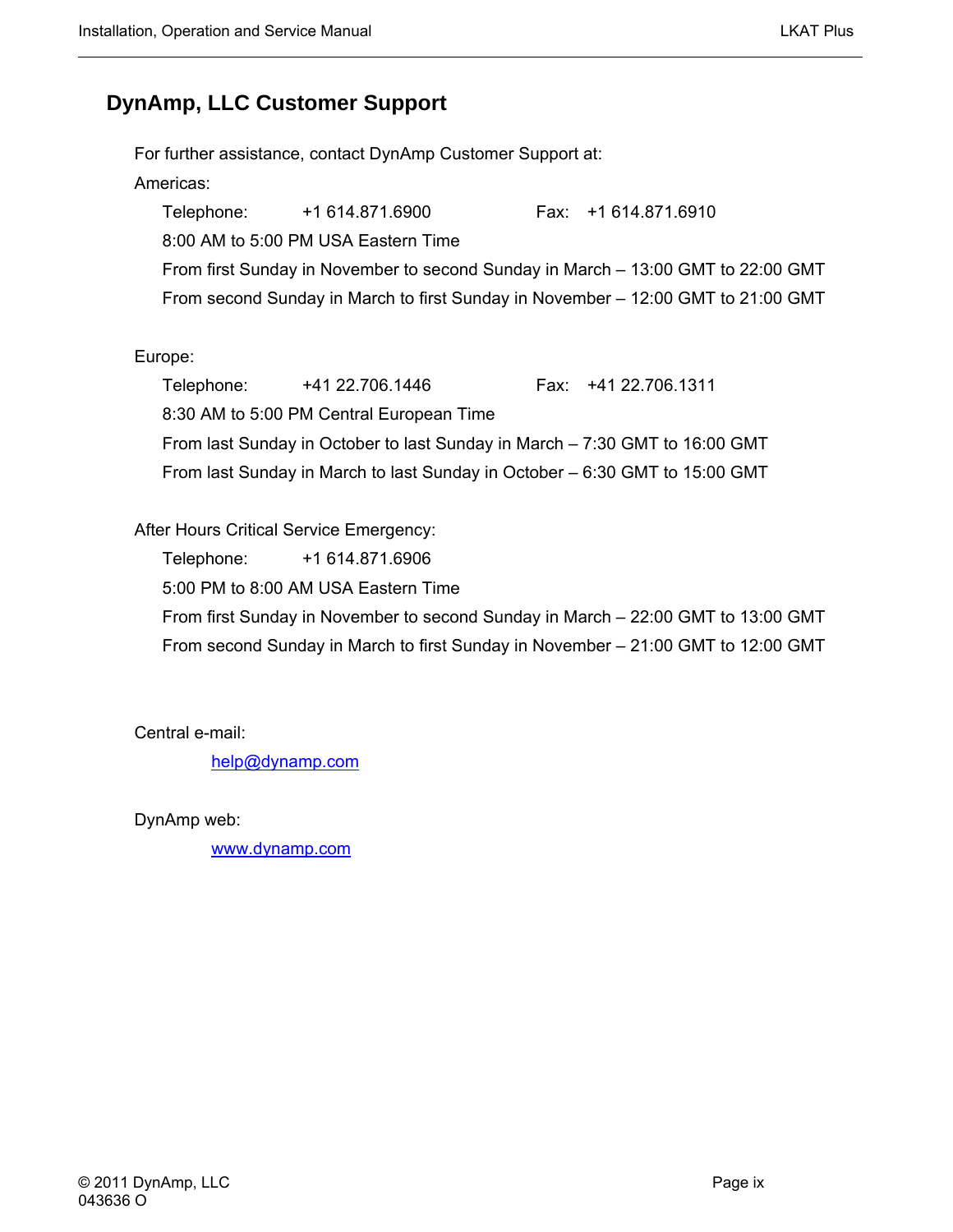## DynAmp, LLC Customer Support

For further assistance, contact DynAmp Customer Support at:

Americas:

Telephone: +1 614.871.6900 Fax: +1 614.871.6910

8:00 AM to 5:00 PM USA Eastern Time

From first Sunday in November to second Sunday in March – 13:00 GMT to 22:00 GMT

From second Sunday in March to first Sunday in November – 12:00 GMT to 21:00 GMT

Europe:

Telephone: +41 22.706.1446 Fax: +41 22.706.1311

8:30 AM to 5:00 PM Central European Time

From last Sunday in October to last Sunday in March – 7:30 GMT to 16:00 GMT

From last Sunday in March to last Sunday in October – 6:30 GMT to 15:00 GMT

After Hours Critical Service Emergency:

Telephone: +1 614.871.6906

5:00 PM to 8:00 AM USA Eastern Time

From first Sunday in November to second Sunday in March – 22:00 GMT to 13:00 GMT

From second Sunday in March to first Sunday in November – 21:00 GMT to 12:00 GMT

Central e-mail:

help@dynamp.com

DynAmp web:

www.dynamp.com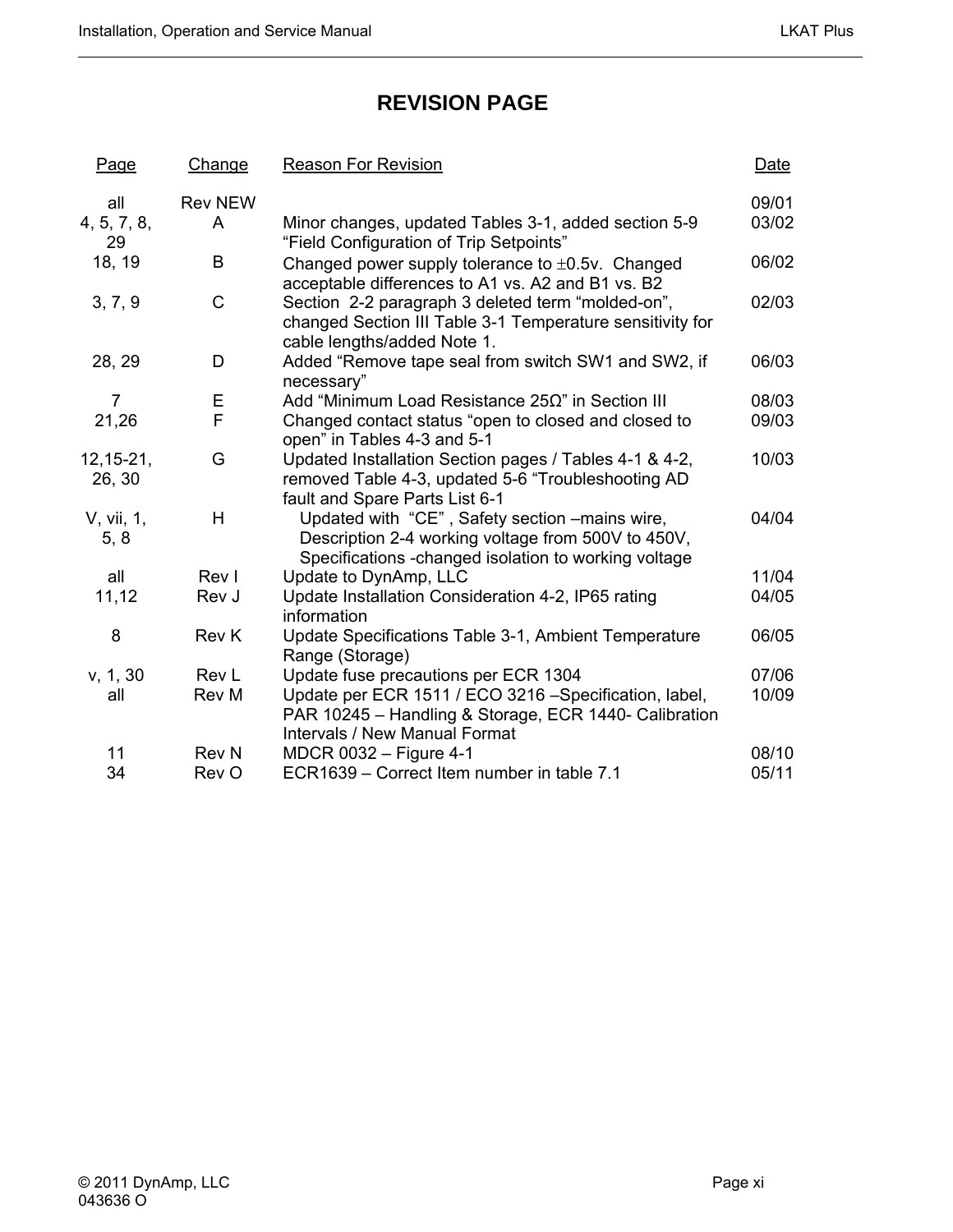# REVISION PAGE

| Page | Change | Reason For Revision | Date |
|---|---|---|---|
| all | Rev NEW | | 09/01 |
| 4, 5, 7, 8, 29 | A | Minor changes, updated Tables 3-1, added section 5-9 “Field Configuration of Trip Setpoints” | 03/02 |
| 18, 19 | B | Changed power supply tolerance to ±0.5v. Changed acceptable differences to A1 vs. A2 and B1 vs. B2 | 06/02 |
| 3, 7, 9 | C | Section 2-2 paragraph 3 deleted term “molded-on”, changed Section III Table 3-1 Temperature sensitivity for cable lengths/added Note 1. | 02/03 |
| 28, 29 | D | Added “Remove tape seal from switch SW1 and SW2, if necessary” | 06/03 |
| 7 | E | Add “Minimum Load Resistance 25Ω” in Section III | 08/03 |
| 21,26 | F | Changed contact status “open to closed and closed to open” in Tables 4-3 and 5-1 | 09/03 |
| 12,15-21, 26, 30 | G | Updated Installation Section pages / Tables 4-1 & 4-2, removed Table 4-3, updated 5-6 “Troubleshooting AD fault and Spare Parts List 6-1 | 10/03 |
| V, vii, 1, 5, 8 | H | Updated with “CE” , Safety section –mains wire, Description 2-4 working voltage from 500V to 450V, Specifications -changed isolation to working voltage | 04/04 |
| all | Rev I | Update to DynAmp, LLC | 11/04 |
| 11,12 | Rev J | Update Installation Consideration 4-2, IP65 rating information | 04/05 |
| 8 | Rev K | Update Specifications Table 3-1, Ambient Temperature Range (Storage) | 06/05 |
| v, 1, 30 | Rev L | Update fuse precautions per ECR 1304 | 07/06 |
| all | Rev M | Update per ECR 1511 / ECO 3216 –Specification, label, PAR 10245 – Handling & Storage, ECR 1440- Calibration Intervals / New Manual Format | 10/09 |
| 11 | Rev N | MDCR 0032 – Figure 4-1 | 08/10 |
| 34 | Rev O | ECR1639 – Correct Item number in table 7.1 | 05/11 |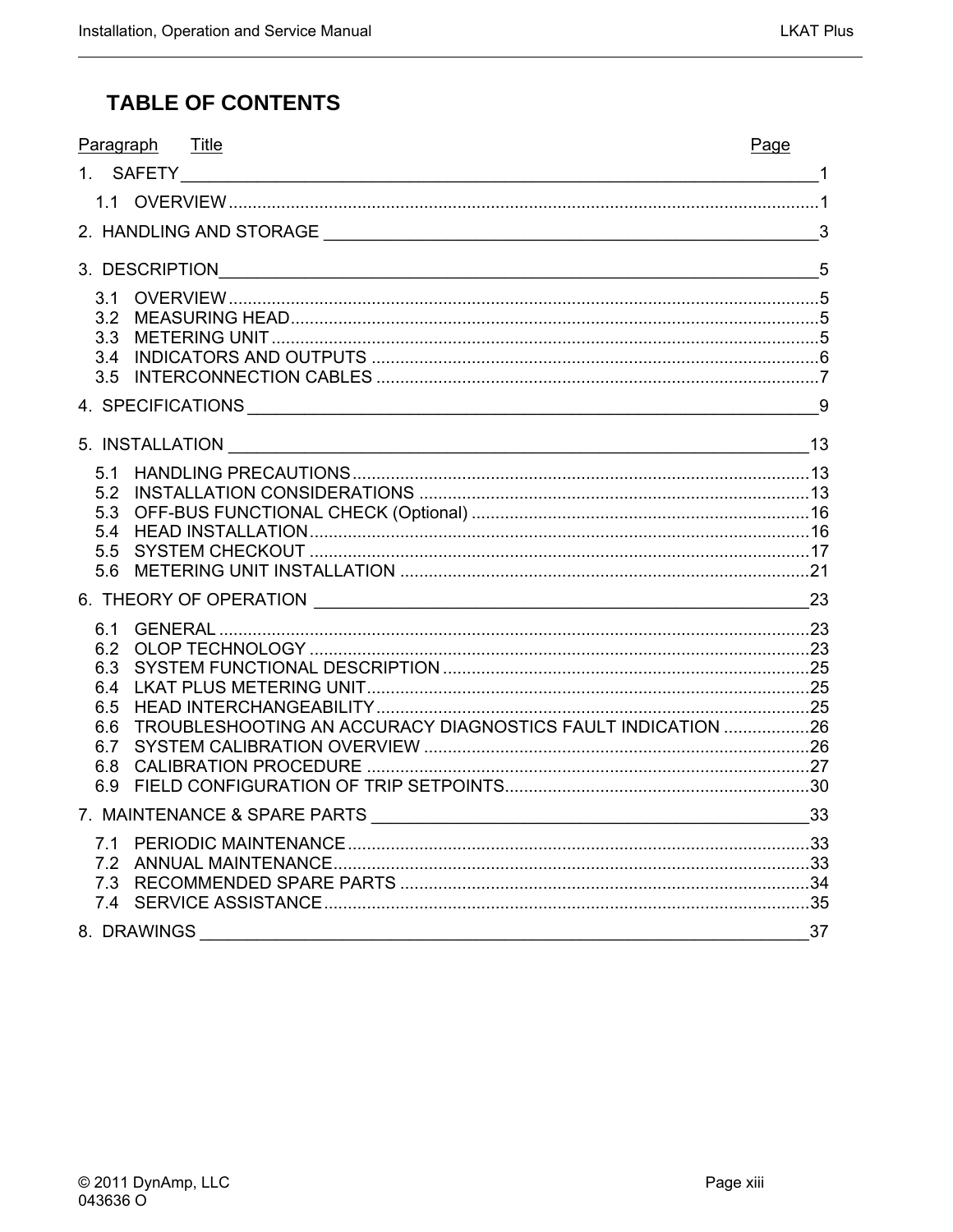# TABLE OF CONTENTS

| Paragraph | Title | Page |
|---|---|---|
| 1. | SAFETY | 1 |
| 1.1 | OVERVIEW | 1 |
| 2. | HANDLING AND STORAGE | 3 |
| 3. | DESCRIPTION | 5 |
| 3.1 | OVERVIEW | 5 |
| 3.2 | MEASURING HEAD | 5 |
| 3.3 | METERING UNIT | 5 |
| 3.4 | INDICATORS AND OUTPUTS | 6 |
| 3.5 | INTERCONNECTION CABLES | 7 |
| 4. | SPECIFICATIONS | 9 |
| 5. | INSTALLATION | 13 |
| 5.1 | HANDLING PRECAUTIONS | 13 |
| 5.2 | INSTALLATION CONSIDERATIONS | 13 |
| 5.3 | OFF-BUS FUNCTIONAL CHECK (Optional) | 16 |
| 5.4 | HEAD INSTALLATION | 16 |
| 5.5 | SYSTEM CHECKOUT | 17 |
| 5.6 | METERING UNIT INSTALLATION | 21 |
| 6. | THEORY OF OPERATION | 23 |
| 6.1 | GENERAL | 23 |
| 6.2 | OLOP TECHNOLOGY | 23 |
| 6.3 | SYSTEM FUNCTIONAL DESCRIPTION | 25 |
| 6.4 | LKAT PLUS METERING UNIT | 25 |
| 6.5 | HEAD INTERCHANGEABILITY | 25 |
| 6.6 | TROUBLESHOOTING AN ACCURACY DIAGNOSTICS FAULT INDICATION | 26 |
| 6.7 | SYSTEM CALIBRATION OVERVIEW | 26 |
| 6.8 | CALIBRATION PROCEDURE | 27 |
| 6.9 | FIELD CONFIGURATION OF TRIP SETPOINTS | 30 |
| 7. | MAINTENANCE & SPARE PARTS | 33 |
| 7.1 | PERIODIC MAINTENANCE | 33 |
| 7.2 | ANNUAL MAINTENANCE | 33 |
| 7.3 | RECOMMENDED SPARE PARTS | 34 |
| 7.4 | SERVICE ASSISTANCE | 35 |
| 8. | DRAWINGS | 37 |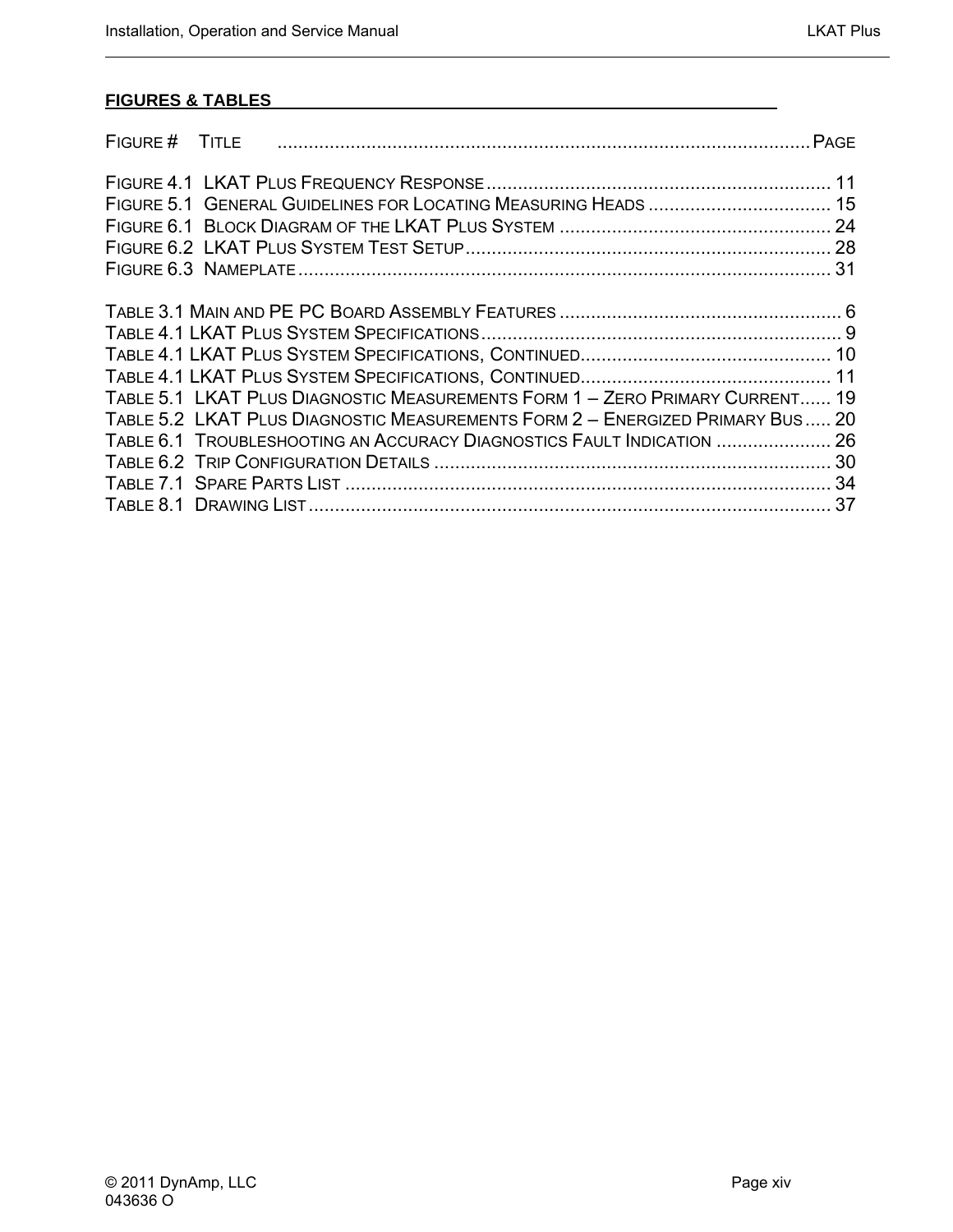## FIGURES & TABLES

FIGURE # TITLE ..................................................................................................... PAGE

FIGURE 4.1 LKAT PLUS FREQUENCY RESPONSE ................................................................. 11
FIGURE 5.1 GENERAL GUIDELINES FOR LOCATING MEASURING HEADS .................................. 15
FIGURE 6.1 BLOCK DIAGRAM OF THE LKAT PLUS SYSTEM .................................................... 24
FIGURE 6.2 LKAT PLUS SYSTEM TEST SETUP ...................................................................... 28
FIGURE 6.3 NAMEPLATE ...................................................................................................... 31

TABLE 3.1 MAIN AND PE PC BOARD ASSEMBLY FEATURES ...................................................... 6
TABLE 4.1 LKAT PLUS SYSTEM SPECIFICATIONS .................................................................... 9
TABLE 4.1 LKAT PLUS SYSTEM SPECIFICATIONS, CONTINUED................................................ 10
TABLE 4.1 LKAT PLUS SYSTEM SPECIFICATIONS, CONTINUED................................................ 11
TABLE 5.1 LKAT PLUS DIAGNOSTIC MEASUREMENTS FORM 1 – ZERO PRIMARY CURRENT...... 19
TABLE 5.2 LKAT PLUS DIAGNOSTIC MEASUREMENTS FORM 2 – ENERGIZED PRIMARY BUS ..... 20
TABLE 6.1 TROUBLESHOOTING AN ACCURACY DIAGNOSTICS FAULT INDICATION ...................... 26
TABLE 6.2 TRIP CONFIGURATION DETAILS ............................................................................ 30
TABLE 7.1 SPARE PARTS LIST ............................................................................................. 34
TABLE 8.1 DRAWING LIST .................................................................................................... 37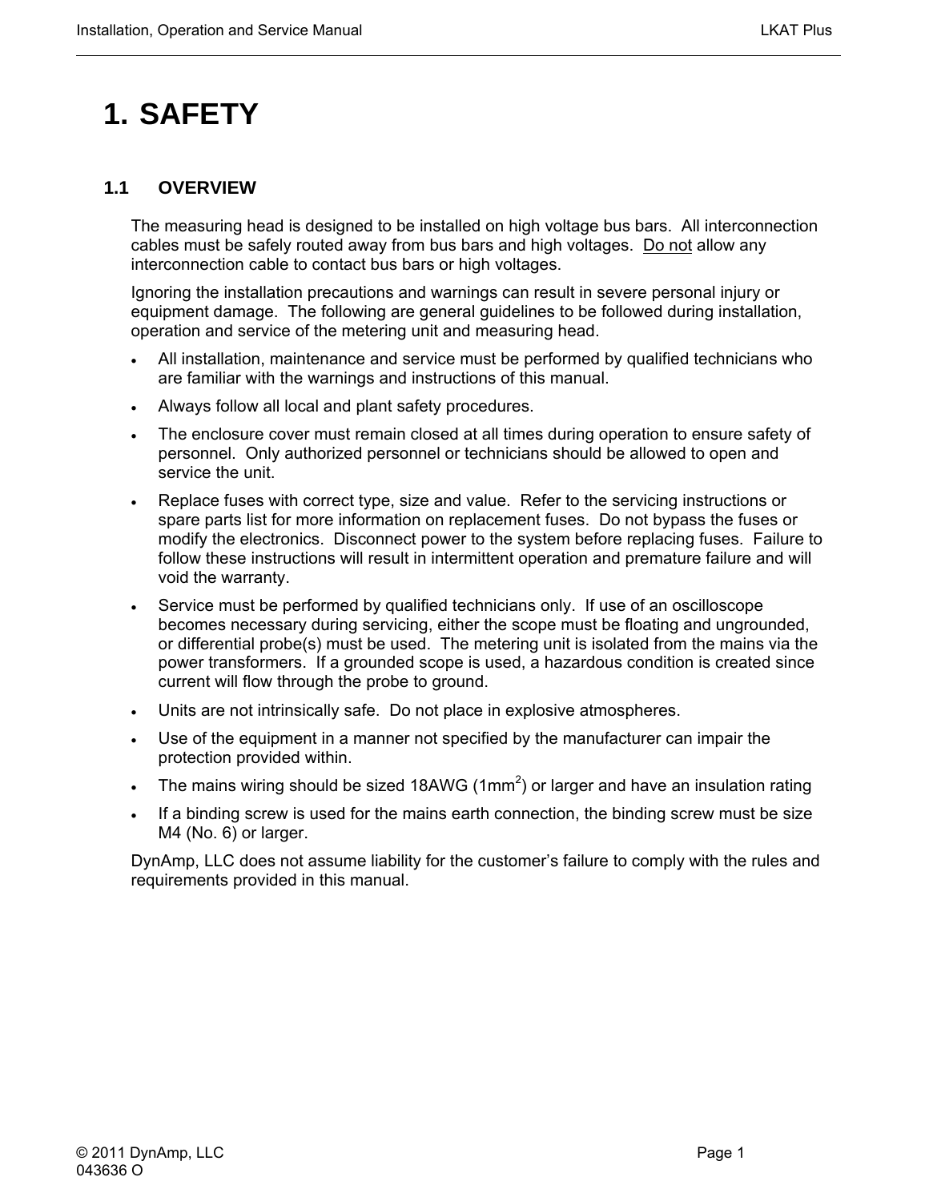# 1. SAFETY

## 1.1 OVERVIEW

The measuring head is designed to be installed on high voltage bus bars. All interconnection cables must be safely routed away from bus bars and high voltages. Do not allow any interconnection cable to contact bus bars or high voltages.

Ignoring the installation precautions and warnings can result in severe personal injury or equipment damage. The following are general guidelines to be followed during installation, operation and service of the metering unit and measuring head.

- All installation, maintenance and service must be performed by qualified technicians who are familiar with the warnings and instructions of this manual.
- Always follow all local and plant safety procedures.
- The enclosure cover must remain closed at all times during operation to ensure safety of personnel. Only authorized personnel or technicians should be allowed to open and service the unit.
- Replace fuses with correct type, size and value. Refer to the servicing instructions or spare parts list for more information on replacement fuses. Do not bypass the fuses or modify the electronics. Disconnect power to the system before replacing fuses. Failure to follow these instructions will result in intermittent operation and premature failure and will void the warranty.
- Service must be performed by qualified technicians only. If use of an oscilloscope becomes necessary during servicing, either the scope must be floating and ungrounded, or differential probe(s) must be used. The metering unit is isolated from the mains via the power transformers. If a grounded scope is used, a hazardous condition is created since current will flow through the probe to ground.
- Units are not intrinsically safe. Do not place in explosive atmospheres.
- Use of the equipment in a manner not specified by the manufacturer can impair the protection provided within.
- The mains wiring should be sized 18AWG (1mm$^2$) or larger and have an insulation rating
- If a binding screw is used for the mains earth connection, the binding screw must be size M4 (No. 6) or larger.

DynAmp, LLC does not assume liability for the customer's failure to comply with the rules and requirements provided in this manual.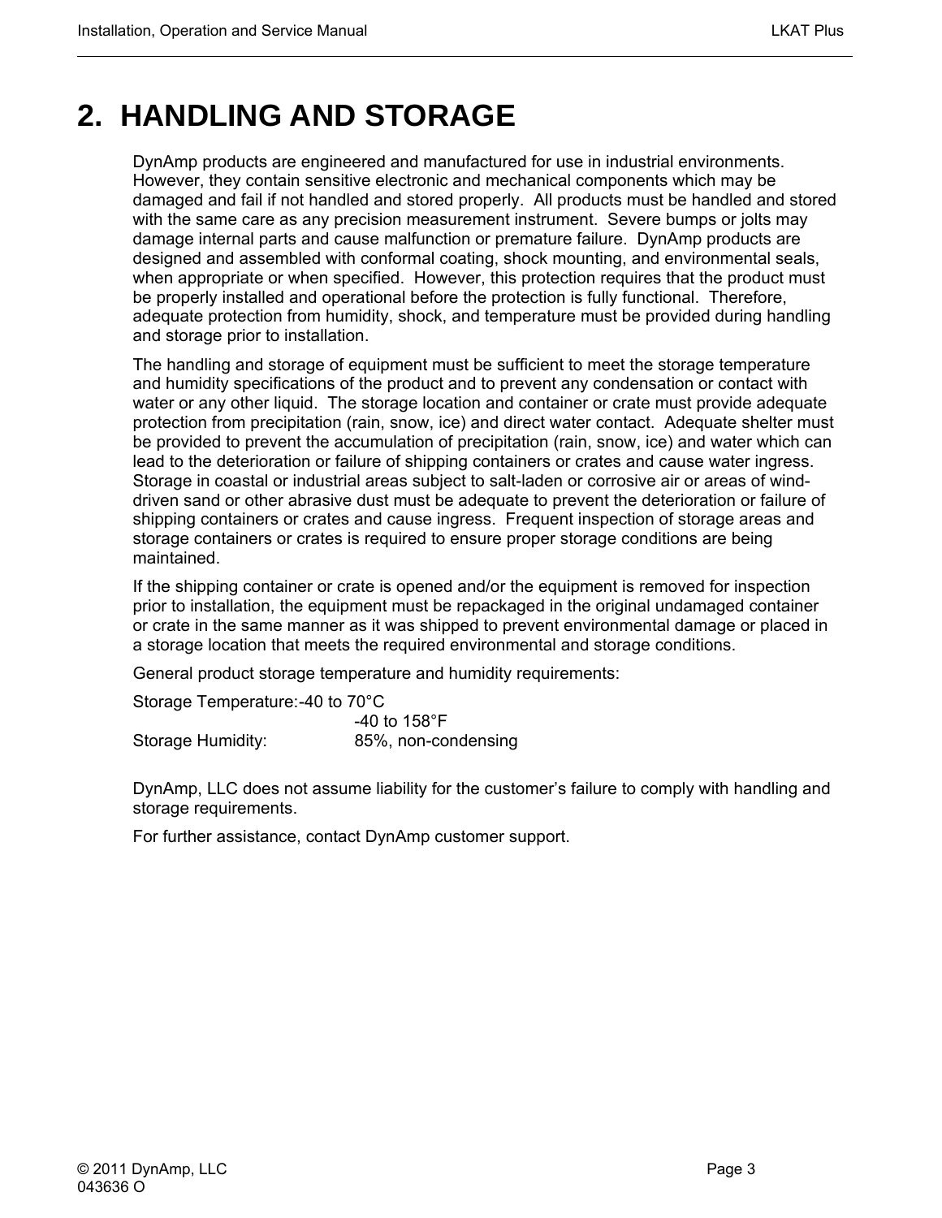# 2. HANDLING AND STORAGE

DynAmp products are engineered and manufactured for use in industrial environments. However, they contain sensitive electronic and mechanical components which may be damaged and fail if not handled and stored properly. All products must be handled and stored with the same care as any precision measurement instrument. Severe bumps or jolts may damage internal parts and cause malfunction or premature failure. DynAmp products are designed and assembled with conformal coating, shock mounting, and environmental seals, when appropriate or when specified. However, this protection requires that the product must be properly installed and operational before the protection is fully functional. Therefore, adequate protection from humidity, shock, and temperature must be provided during handling and storage prior to installation.

The handling and storage of equipment must be sufficient to meet the storage temperature and humidity specifications of the product and to prevent any condensation or contact with water or any other liquid. The storage location and container or crate must provide adequate protection from precipitation (rain, snow, ice) and direct water contact. Adequate shelter must be provided to prevent the accumulation of precipitation (rain, snow, ice) and water which can lead to the deterioration or failure of shipping containers or crates and cause water ingress. Storage in coastal or industrial areas subject to salt-laden or corrosive air or areas of wind-driven sand or other abrasive dust must be adequate to prevent the deterioration or failure of shipping containers or crates and cause ingress. Frequent inspection of storage areas and storage containers or crates is required to ensure proper storage conditions are being maintained.

If the shipping container or crate is opened and/or the equipment is removed for inspection prior to installation, the equipment must be repackaged in the original undamaged container or crate in the same manner as it was shipped to prevent environmental damage or placed in a storage location that meets the required environmental and storage conditions.

General product storage temperature and humidity requirements:

Storage Temperature: -40 to 70°C
-40 to 158°F
Storage Humidity: 85%, non-condensing

DynAmp, LLC does not assume liability for the customer's failure to comply with handling and storage requirements.

For further assistance, contact DynAmp customer support.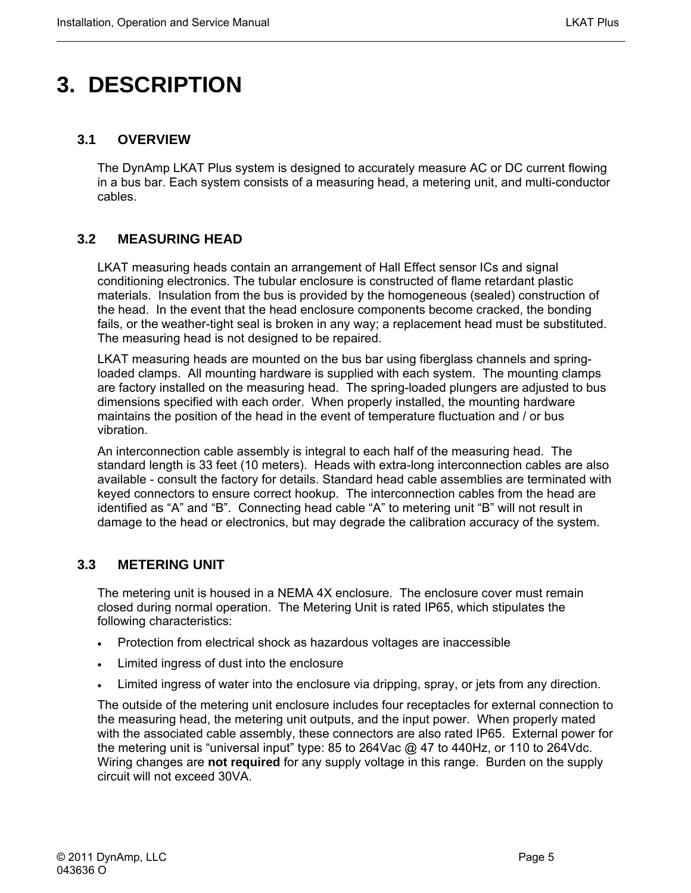# 3. DESCRIPTION

## 3.1 OVERVIEW

The DynAmp LKAT Plus system is designed to accurately measure AC or DC current flowing in a bus bar. Each system consists of a measuring head, a metering unit, and multi-conductor cables.

## 3.2 MEASURING HEAD

LKAT measuring heads contain an arrangement of Hall Effect sensor ICs and signal conditioning electronics. The tubular enclosure is constructed of flame retardant plastic materials. Insulation from the bus is provided by the homogeneous (sealed) construction of the head. In the event that the head enclosure components become cracked, the bonding fails, or the weather-tight seal is broken in any way; a replacement head must be substituted. The measuring head is not designed to be repaired.

LKAT measuring heads are mounted on the bus bar using fiberglass channels and spring-loaded clamps. All mounting hardware is supplied with each system. The mounting clamps are factory installed on the measuring head. The spring-loaded plungers are adjusted to bus dimensions specified with each order. When properly installed, the mounting hardware maintains the position of the head in the event of temperature fluctuation and / or bus vibration.

An interconnection cable assembly is integral to each half of the measuring head. The standard length is 33 feet (10 meters). Heads with extra-long interconnection cables are also available - consult the factory for details. Standard head cable assemblies are terminated with keyed connectors to ensure correct hookup. The interconnection cables from the head are identified as “A” and “B”. Connecting head cable “A” to metering unit “B” will not result in damage to the head or electronics, but may degrade the calibration accuracy of the system.

## 3.3 METERING UNIT

The metering unit is housed in a NEMA 4X enclosure. The enclosure cover must remain closed during normal operation. The Metering Unit is rated IP65, which stipulates the following characteristics:

- Protection from electrical shock as hazardous voltages are inaccessible
- Limited ingress of dust into the enclosure
- Limited ingress of water into the enclosure via dripping, spray, or jets from any direction.

The outside of the metering unit enclosure includes four receptacles for external connection to the measuring head, the metering unit outputs, and the input power. When properly mated with the associated cable assembly, these connectors are also rated IP65. External power for the metering unit is “universal input” type: 85 to 264Vac @ 47 to 440Hz, or 110 to 264Vdc. Wiring changes are **not required** for any supply voltage in this range. Burden on the supply circuit will not exceed 30VA.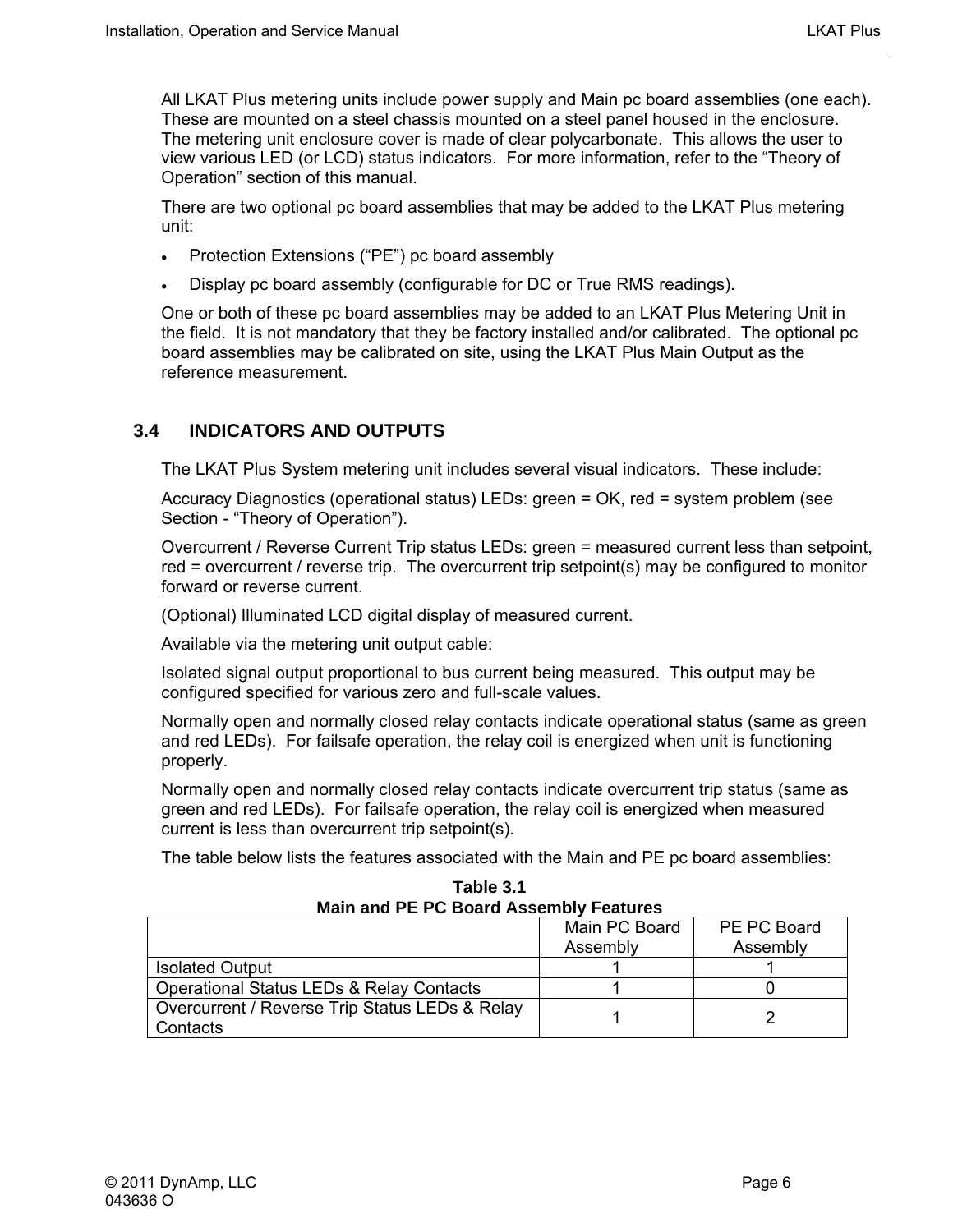All LKAT Plus metering units include power supply and Main pc board assemblies (one each). These are mounted on a steel chassis mounted on a steel panel housed in the enclosure. The metering unit enclosure cover is made of clear polycarbonate. This allows the user to view various LED (or LCD) status indicators. For more information, refer to the "Theory of Operation" section of this manual.

There are two optional pc board assemblies that may be added to the LKAT Plus metering unit:

- Protection Extensions ("PE") pc board assembly
- Display pc board assembly (configurable for DC or True RMS readings).

One or both of these pc board assemblies may be added to an LKAT Plus Metering Unit in the field. It is not mandatory that they be factory installed and/or calibrated. The optional pc board assemblies may be calibrated on site, using the LKAT Plus Main Output as the reference measurement.

## 3.4 INDICATORS AND OUTPUTS

The LKAT Plus System metering unit includes several visual indicators. These include:

Accuracy Diagnostics (operational status) LEDs: green = OK, red = system problem (see Section - "Theory of Operation").

Overcurrent / Reverse Current Trip status LEDs: green = measured current less than setpoint, red = overcurrent / reverse trip. The overcurrent trip setpoint(s) may be configured to monitor forward or reverse current.

(Optional) Illuminated LCD digital display of measured current.

Available via the metering unit output cable:

Isolated signal output proportional to bus current being measured. This output may be configured specified for various zero and full-scale values.

Normally open and normally closed relay contacts indicate operational status (same as green and red LEDs). For failsafe operation, the relay coil is energized when unit is functioning properly.

Normally open and normally closed relay contacts indicate overcurrent trip status (same as green and red LEDs). For failsafe operation, the relay coil is energized when measured current is less than overcurrent trip setpoint(s).

The table below lists the features associated with the Main and PE pc board assemblies:

**Table 3.1**
**Main and PE PC Board Assembly Features**

| | Main PC Board Assembly | PE PC Board Assembly |
|---|---|---|
| Isolated Output | 1 | 1 |
| Operational Status LEDs & Relay Contacts | 1 | 0 |
| Overcurrent / Reverse Trip Status LEDs & Relay Contacts | 1 | 2 |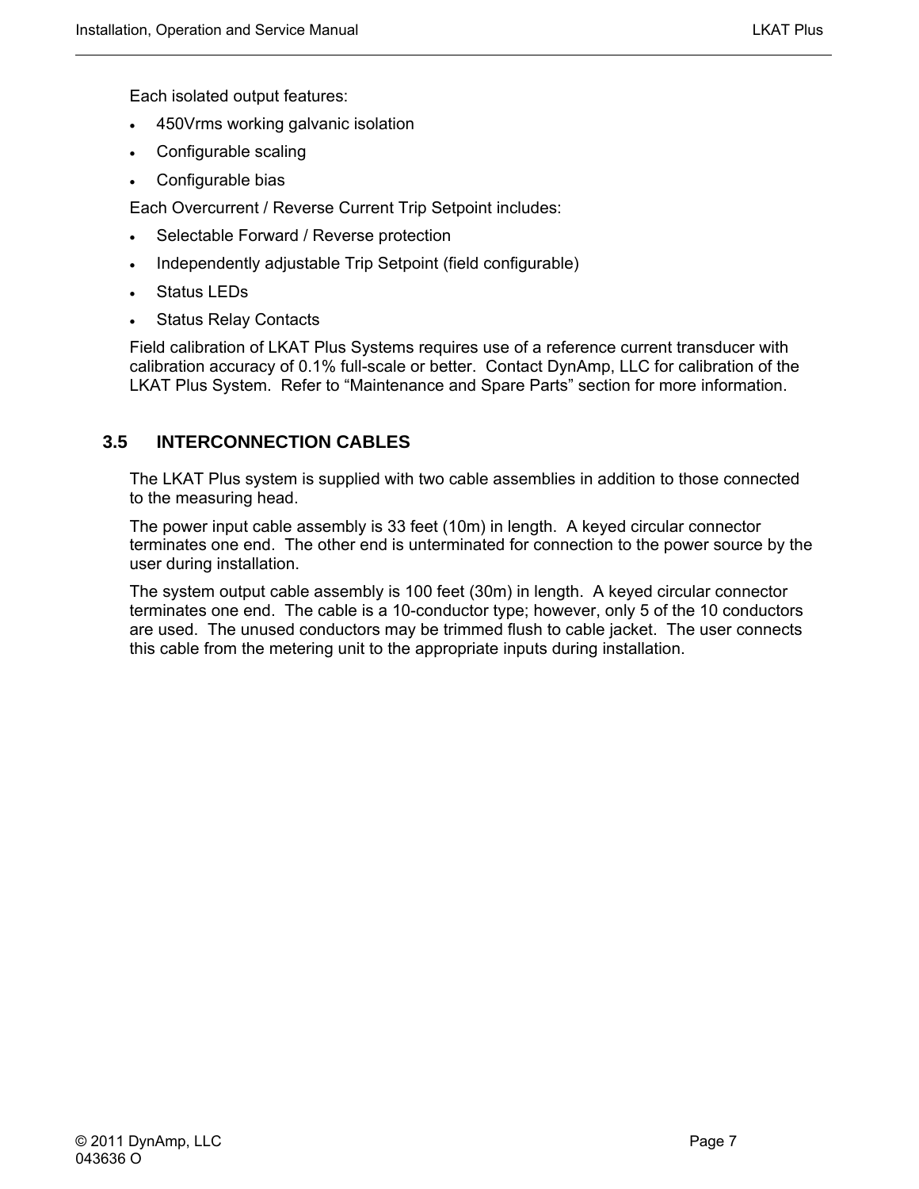Each isolated output features:

- 450Vrms working galvanic isolation
- Configurable scaling
- Configurable bias

Each Overcurrent / Reverse Current Trip Setpoint includes:

- Selectable Forward / Reverse protection
- Independently adjustable Trip Setpoint (field configurable)
- Status LEDs
- Status Relay Contacts

Field calibration of LKAT Plus Systems requires use of a reference current transducer with calibration accuracy of 0.1% full-scale or better. Contact DynAmp, LLC for calibration of the LKAT Plus System. Refer to "Maintenance and Spare Parts" section for more information.

## 3.5 INTERCONNECTION CABLES

The LKAT Plus system is supplied with two cable assemblies in addition to those connected to the measuring head.

The power input cable assembly is 33 feet (10m) in length. A keyed circular connector terminates one end. The other end is unterminated for connection to the power source by the user during installation.

The system output cable assembly is 100 feet (30m) in length. A keyed circular connector terminates one end. The cable is a 10-conductor type; however, only 5 of the 10 conductors are used. The unused conductors may be trimmed flush to cable jacket. The user connects this cable from the metering unit to the appropriate inputs during installation.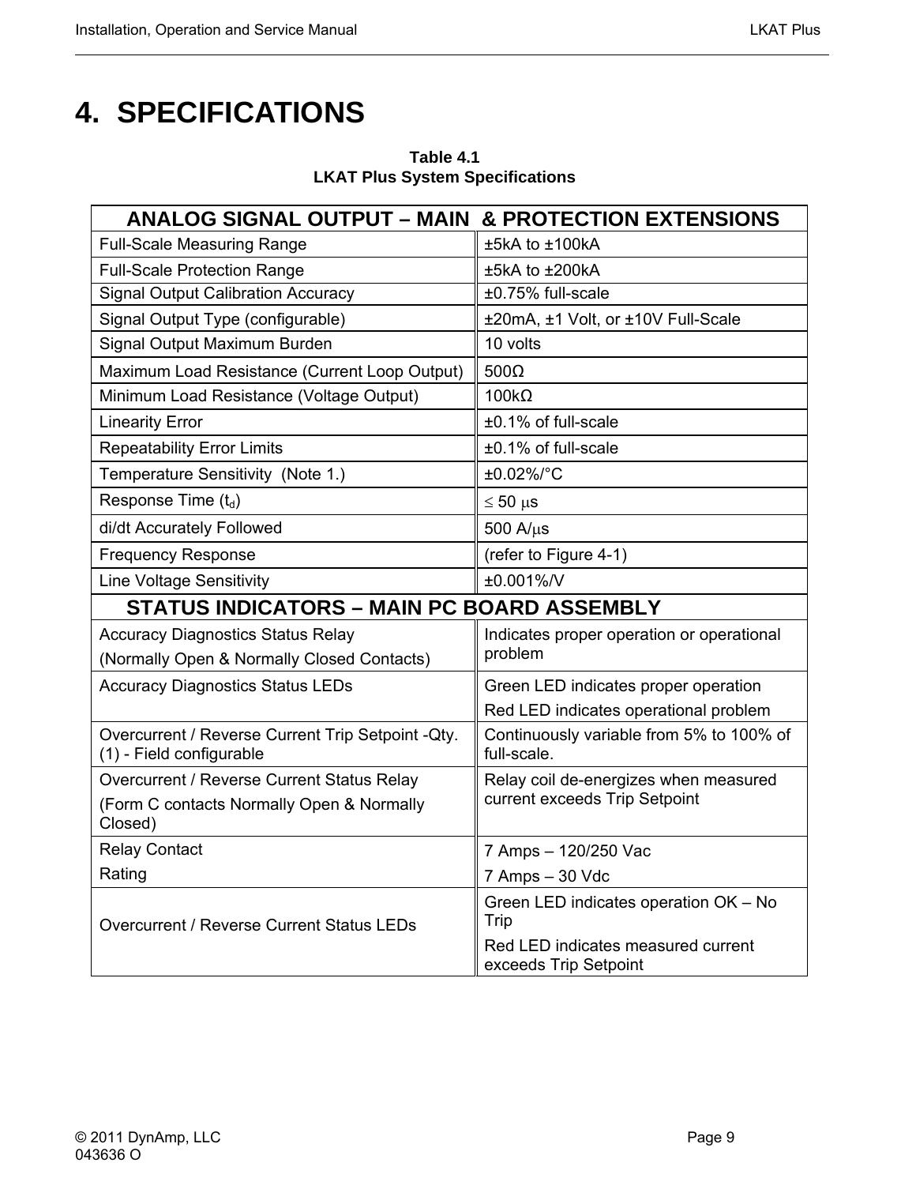# 4. SPECIFICATIONS

**Table 4.1**
**LKAT Plus System Specifications**

| ANALOG SIGNAL OUTPUT – MAIN & PROTECTION EXTENSIONS | |
|---|---|
| Full-Scale Measuring Range | ±5kA to ±100kA |
| Full-Scale Protection Range | ±5kA to ±200kA |
| Signal Output Calibration Accuracy | ±0.75% full-scale |
| Signal Output Type (configurable) | ±20mA, ±1 Volt, or ±10V Full-Scale |
| Signal Output Maximum Burden | 10 volts |
| Maximum Load Resistance (Current Loop Output) | 500Ω |
| Minimum Load Resistance (Voltage Output) | 100kΩ |
| Linearity Error | ±0.1% of full-scale |
| Repeatability Error Limits | ±0.1% of full-scale |
| Temperature Sensitivity (Note 1.) | ±0.02%/°C |
| Response Time ($t_d$) | ≤ 50 μs |
| di/dt Accurately Followed | 500 A/μs |
| Frequency Response | (refer to Figure 4-1) |
| Line Voltage Sensitivity | ±0.001%/V |
| **STATUS INDICATORS – MAIN PC BOARD ASSEMBLY** | |
| Accuracy Diagnostics Status Relay (Normally Open & Normally Closed Contacts) | Indicates proper operation or operational problem |
| Accuracy Diagnostics Status LEDs | Green LED indicates proper operation<br>Red LED indicates operational problem |
| Overcurrent / Reverse Current Trip Setpoint -Qty. (1) - Field configurable | Continuously variable from 5% to 100% of full-scale. |
| Overcurrent / Reverse Current Status Relay<br>(Form C contacts Normally Open & Normally Closed) | Relay coil de-energizes when measured current exceeds Trip Setpoint |
| Relay Contact Rating | 7 Amps – 120/250 Vac<br>7 Amps – 30 Vdc |
| Overcurrent / Reverse Current Status LEDs | Green LED indicates operation OK – No Trip<br>Red LED indicates measured current exceeds Trip Setpoint |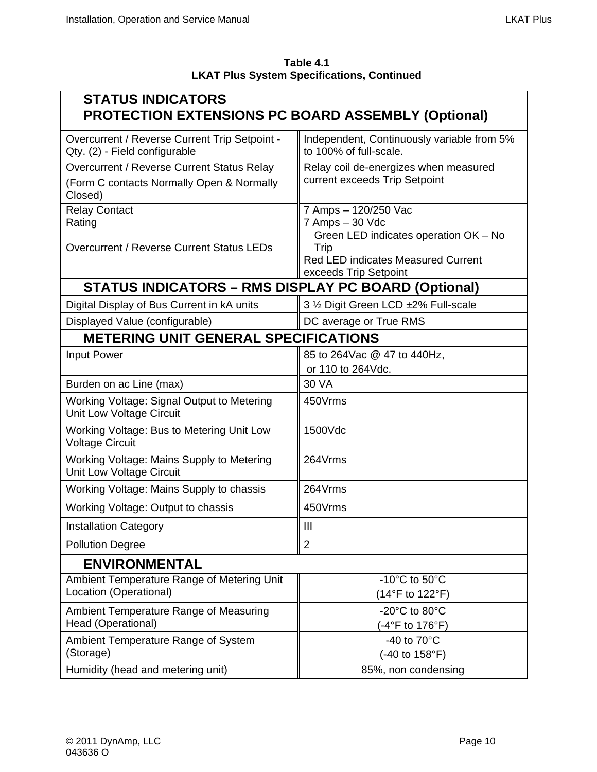**Table 4.1**
**LKAT Plus System Specifications, Continued**

| **STATUS INDICATORS PROTECTION EXTENSIONS PC BOARD ASSEMBLY (Optional)** | |
|---|---|
| Overcurrent / Reverse Current Trip Setpoint - Qty. (2) - Field configurable | Independent, Continuously variable from 5% to 100% of full-scale. |
| Overcurrent / Reverse Current Status Relay (Form C contacts Normally Open & Normally Closed) | Relay coil de-energizes when measured current exceeds Trip Setpoint |
| Relay Contact Rating | 7 Amps – 120/250 Vac<br>7 Amps – 30 Vdc |
| Overcurrent / Reverse Current Status LEDs | Green LED indicates operation OK – No Trip<br>Red LED indicates Measured Current exceeds Trip Setpoint |
| **STATUS INDICATORS – RMS DISPLAY PC BOARD (Optional)** | |
| Digital Display of Bus Current in kA units | 3 ½ Digit Green LCD ±2% Full-scale |
| Displayed Value (configurable) | DC average or True RMS |
| **METERING UNIT GENERAL SPECIFICATIONS** | |
| Input Power | 85 to 264Vac @ 47 to 440Hz,<br>or 110 to 264Vdc. |
| Burden on ac Line (max) | 30 VA |
| Working Voltage: Signal Output to Metering Unit Low Voltage Circuit | 450Vrms |
| Working Voltage: Bus to Metering Unit Low Voltage Circuit | 1500Vdc |
| Working Voltage: Mains Supply to Metering Unit Low Voltage Circuit | 264Vrms |
| Working Voltage: Mains Supply to chassis | 264Vrms |
| Working Voltage: Output to chassis | 450Vrms |
| Installation Category | III |
| Pollution Degree | 2 |
| **ENVIRONMENTAL** | |
| Ambient Temperature Range of Metering Unit Location (Operational) | -10°C to 50°C<br>(14°F to 122°F) |
| Ambient Temperature Range of Measuring Head (Operational) | -20°C to 80°C<br>(-4°F to 176°F) |
| Ambient Temperature Range of System (Storage) | -40 to 70°C<br>(-40 to 158°F) |
| Humidity (head and metering unit) | 85%, non condensing |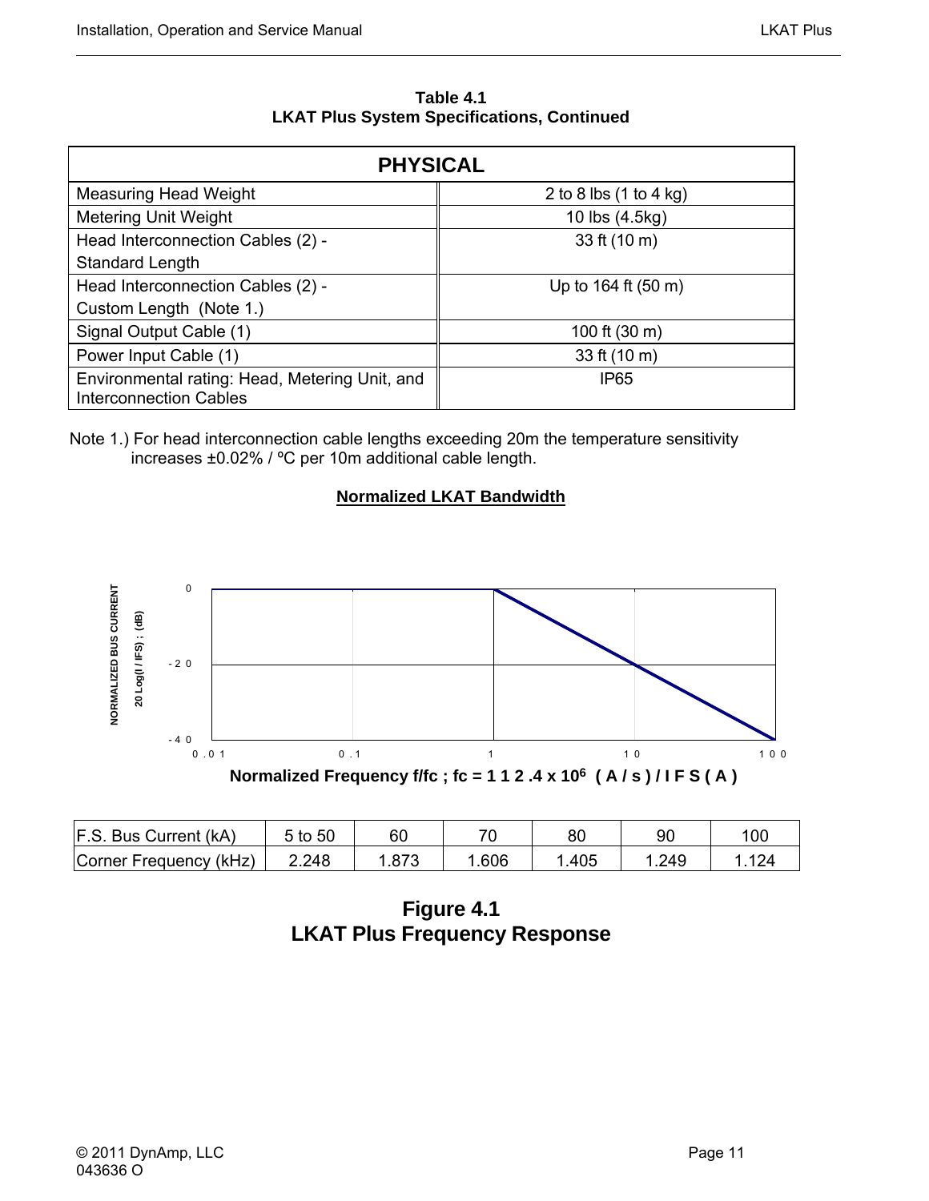**Table 4.1**
**LKAT Plus System Specifications, Continued**

| PHYSICAL | |
|---|---|
| Measuring Head Weight | 2 to 8 lbs (1 to 4 kg) |
| Metering Unit Weight | 10 lbs (4.5kg) |
| Head Interconnection Cables (2) - Standard Length | 33 ft (10 m) |
| Head Interconnection Cables (2) - Custom Length (Note 1.) | Up to 164 ft (50 m) |
| Signal Output Cable (1) | 100 ft (30 m) |
| Power Input Cable (1) | 33 ft (10 m) |
| Environmental rating: Head, Metering Unit, and Interconnection Cables | IP65 |

Note 1.) For head interconnection cable lengths exceeding 20m the temperature sensitivity increases ±0.02% / ºC per 10m additional cable length.

**Normalized LKAT Bandwidth**

NORMALIZED BUS CURRENT 20 Log(I / IFS) ; (dB)

0, -20, -40

0.01, 0.1, 1, 10, 100

**Normalized Frequency f/fc ; fc = 112.4 x $10^6$ ( A / s ) / IFS ( A )**

| F.S. Bus Current (kA) | 5 to 50 | 60 | 70 | 80 | 90 | 100 |
|---|---|---|---|---|---|---|
| Corner Frequency (kHz) | 2.248 | 1.873 | 1.606 | 1.405 | 1.249 | 1.124 |

**Figure 4.1**
**LKAT Plus Frequency Response**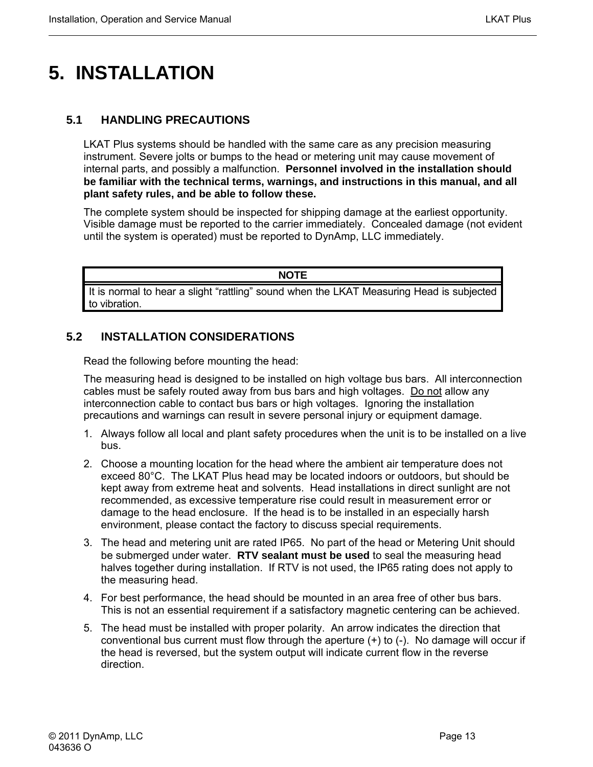# 5. INSTALLATION

## 5.1 HANDLING PRECAUTIONS

LKAT Plus systems should be handled with the same care as any precision measuring instrument. Severe jolts or bumps to the head or metering unit may cause movement of internal parts, and possibly a malfunction. **Personnel involved in the installation should be familiar with the technical terms, warnings, and instructions in this manual, and all plant safety rules, and be able to follow these.**

The complete system should be inspected for shipping damage at the earliest opportunity. Visible damage must be reported to the carrier immediately. Concealed damage (not evident until the system is operated) must be reported to DynAmp, LLC immediately.

| NOTE |
|---|
| It is normal to hear a slight "rattling" sound when the LKAT Measuring Head is subjected to vibration. |

## 5.2 INSTALLATION CONSIDERATIONS

Read the following before mounting the head:

The measuring head is designed to be installed on high voltage bus bars. All interconnection cables must be safely routed away from bus bars and high voltages. Do not allow any interconnection cable to contact bus bars or high voltages. Ignoring the installation precautions and warnings can result in severe personal injury or equipment damage.

1. Always follow all local and plant safety procedures when the unit is to be installed on a live bus.
2. Choose a mounting location for the head where the ambient air temperature does not exceed 80°C. The LKAT Plus head may be located indoors or outdoors, but should be kept away from extreme heat and solvents. Head installations in direct sunlight are not recommended, as excessive temperature rise could result in measurement error or damage to the head enclosure. If the head is to be installed in an especially harsh environment, please contact the factory to discuss special requirements.
3. The head and metering unit are rated IP65. No part of the head or Metering Unit should be submerged under water. **RTV sealant must be used** to seal the measuring head halves together during installation. If RTV is not used, the IP65 rating does not apply to the measuring head.
4. For best performance, the head should be mounted in an area free of other bus bars. This is not an essential requirement if a satisfactory magnetic centering can be achieved.
5. The head must be installed with proper polarity. An arrow indicates the direction that conventional bus current must flow through the aperture (+) to (-). No damage will occur if the head is reversed, but the system output will indicate current flow in the reverse direction.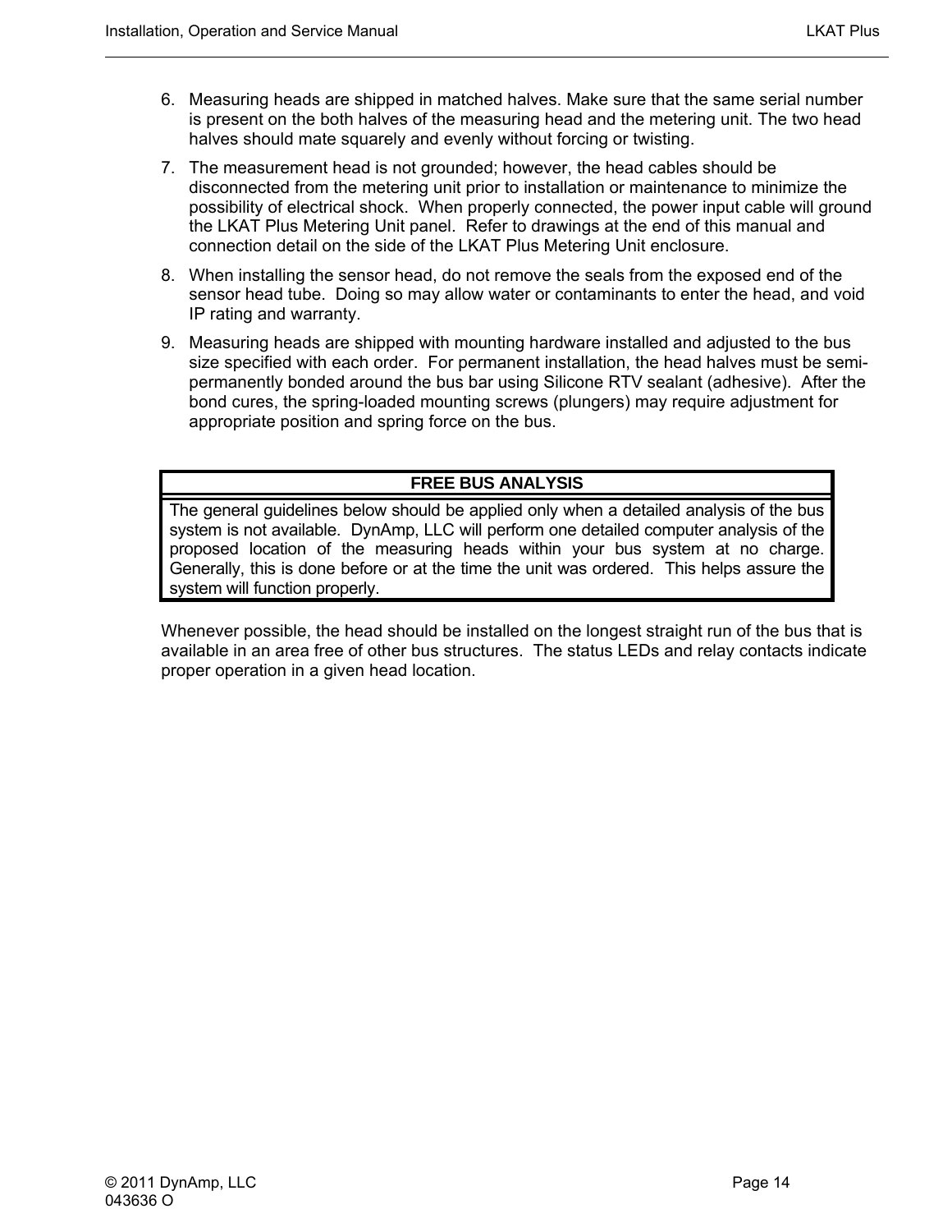6. Measuring heads are shipped in matched halves. Make sure that the same serial number is present on the both halves of the measuring head and the metering unit. The two head halves should mate squarely and evenly without forcing or twisting.
7. The measurement head is not grounded; however, the head cables should be disconnected from the metering unit prior to installation or maintenance to minimize the possibility of electrical shock. When properly connected, the power input cable will ground the LKAT Plus Metering Unit panel. Refer to drawings at the end of this manual and connection detail on the side of the LKAT Plus Metering Unit enclosure.
8. When installing the sensor head, do not remove the seals from the exposed end of the sensor head tube. Doing so may allow water or contaminants to enter the head, and void IP rating and warranty.
9. Measuring heads are shipped with mounting hardware installed and adjusted to the bus size specified with each order. For permanent installation, the head halves must be semi-permanently bonded around the bus bar using Silicone RTV sealant (adhesive). After the bond cures, the spring-loaded mounting screws (plungers) may require adjustment for appropriate position and spring force on the bus.

| FREE BUS ANALYSIS |
|---|
| The general guidelines below should be applied only when a detailed analysis of the bus system is not available. DynAmp, LLC will perform one detailed computer analysis of the proposed location of the measuring heads within your bus system at no charge. Generally, this is done before or at the time the unit was ordered. This helps assure the system will function properly. |

Whenever possible, the head should be installed on the longest straight run of the bus that is available in an area free of other bus structures. The status LEDs and relay contacts indicate proper operation in a given head location.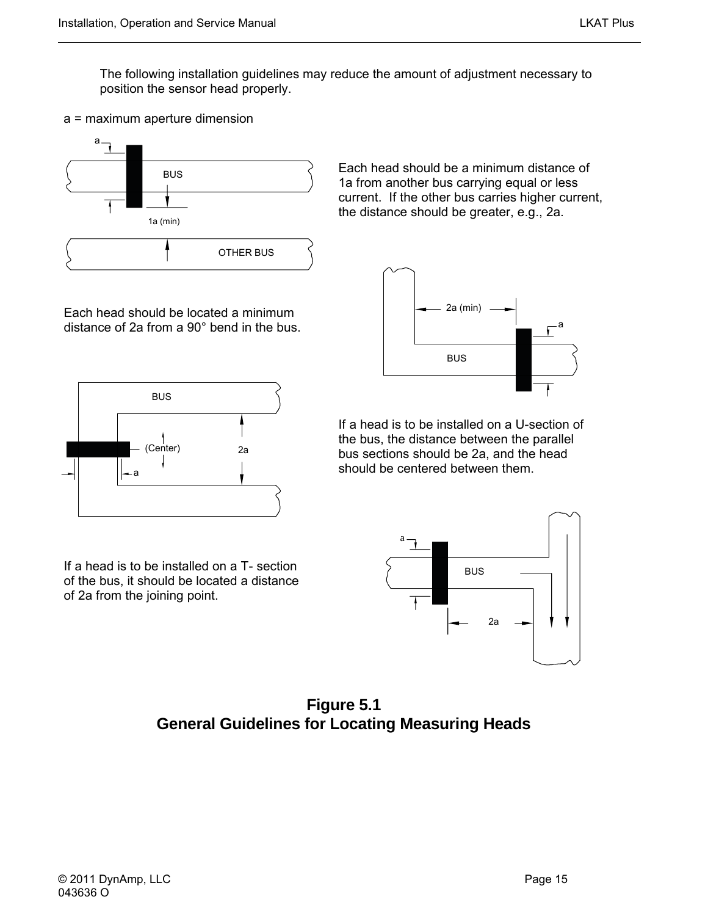The following installation guidelines may reduce the amount of adjustment necessary to position the sensor head properly.

a = maximum aperture dimension

Each head should be a minimum distance of 1a from another bus carrying equal or less current. If the other bus carries higher current, the distance should be greater, e.g., 2a.

Each head should be located a minimum distance of 2a from a 90° bend in the bus.

If a head is to be installed on a U-section of the bus, the distance between the parallel bus sections should be 2a, and the head should be centered between them.

If a head is to be installed on a T- section of the bus, it should be located a distance of 2a from the joining point.

**Figure 5.1**
**General Guidelines for Locating Measuring Heads**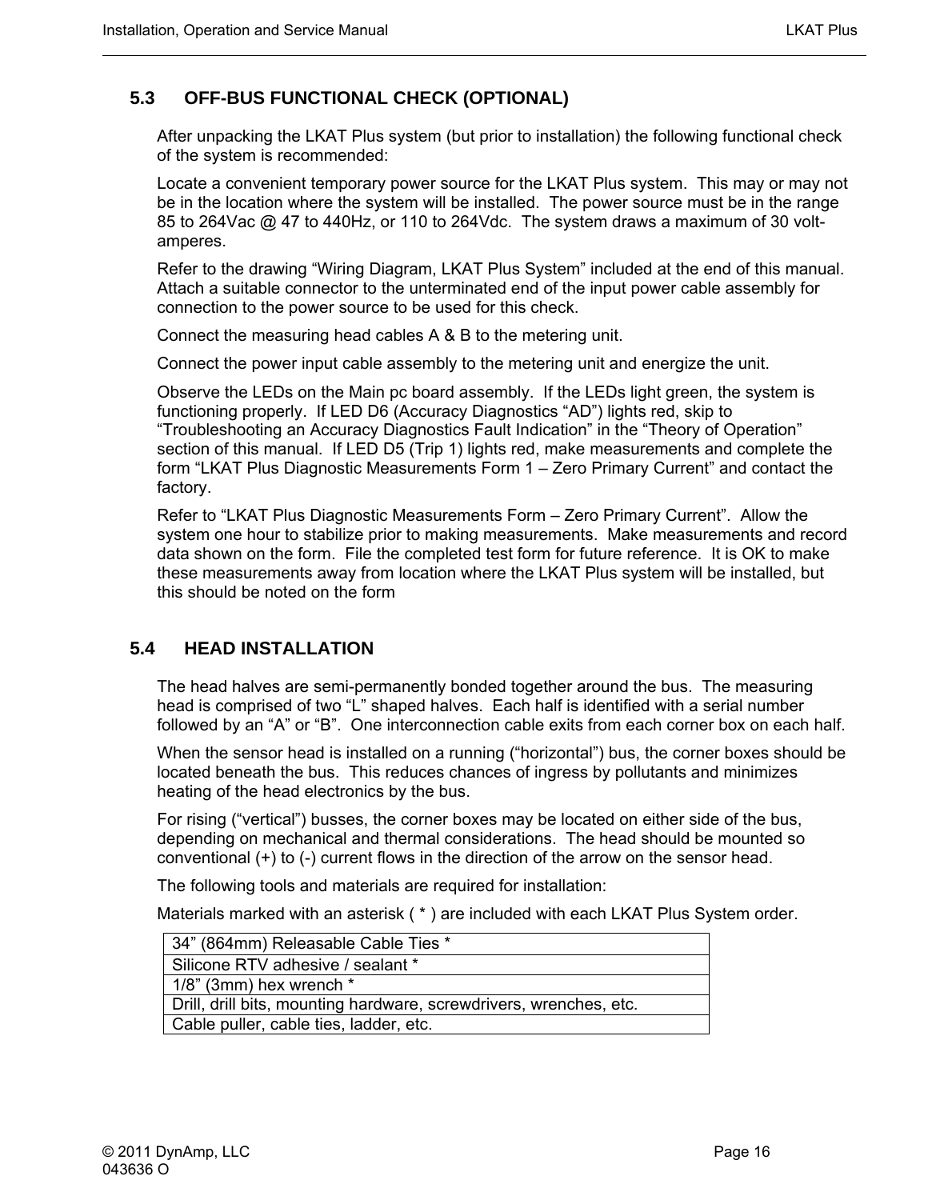## 5.3 OFF-BUS FUNCTIONAL CHECK (OPTIONAL)

After unpacking the LKAT Plus system (but prior to installation) the following functional check of the system is recommended:

Locate a convenient temporary power source for the LKAT Plus system. This may or may not be in the location where the system will be installed. The power source must be in the range 85 to 264Vac @ 47 to 440Hz, or 110 to 264Vdc. The system draws a maximum of 30 volt-amperes.

Refer to the drawing "Wiring Diagram, LKAT Plus System" included at the end of this manual. Attach a suitable connector to the unterminated end of the input power cable assembly for connection to the power source to be used for this check.

Connect the measuring head cables A & B to the metering unit.

Connect the power input cable assembly to the metering unit and energize the unit.

Observe the LEDs on the Main pc board assembly. If the LEDs light green, the system is functioning properly. If LED D6 (Accuracy Diagnostics "AD") lights red, skip to "Troubleshooting an Accuracy Diagnostics Fault Indication" in the "Theory of Operation" section of this manual. If LED D5 (Trip 1) lights red, make measurements and complete the form "LKAT Plus Diagnostic Measurements Form 1 – Zero Primary Current" and contact the factory.

Refer to "LKAT Plus Diagnostic Measurements Form – Zero Primary Current". Allow the system one hour to stabilize prior to making measurements. Make measurements and record data shown on the form. File the completed test form for future reference. It is OK to make these measurements away from location where the LKAT Plus system will be installed, but this should be noted on the form

## 5.4 HEAD INSTALLATION

The head halves are semi-permanently bonded together around the bus. The measuring head is comprised of two "L" shaped halves. Each half is identified with a serial number followed by an "A" or "B". One interconnection cable exits from each corner box on each half.

When the sensor head is installed on a running ("horizontal") bus, the corner boxes should be located beneath the bus. This reduces chances of ingress by pollutants and minimizes heating of the head electronics by the bus.

For rising ("vertical") busses, the corner boxes may be located on either side of the bus, depending on mechanical and thermal considerations. The head should be mounted so conventional (+) to (-) current flows in the direction of the arrow on the sensor head.

The following tools and materials are required for installation:

Materials marked with an asterisk ( * ) are included with each LKAT Plus System order.

| |
|---|
| 34" (864mm) Releasable Cable Ties * |
| Silicone RTV adhesive / sealant * |
| 1/8" (3mm) hex wrench * |
| Drill, drill bits, mounting hardware, screwdrivers, wrenches, etc. |
| Cable puller, cable ties, ladder, etc. |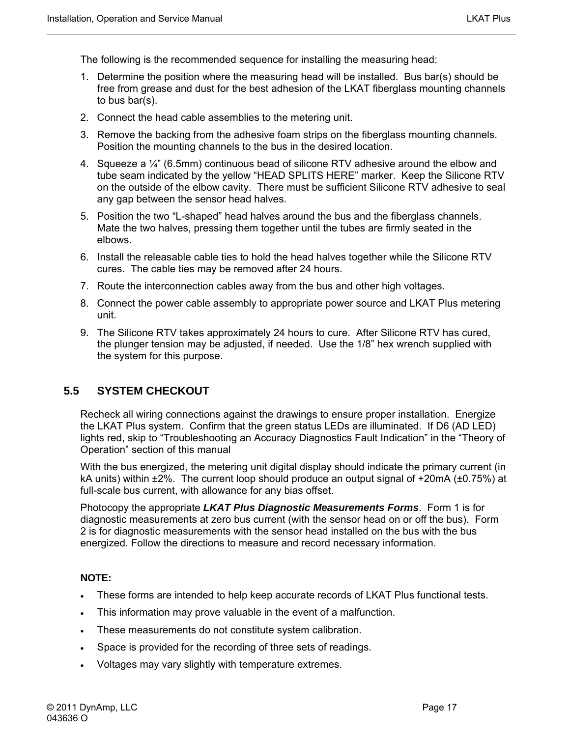The following is the recommended sequence for installing the measuring head:

1. Determine the position where the measuring head will be installed. Bus bar(s) should be free from grease and dust for the best adhesion of the LKAT fiberglass mounting channels to bus bar(s).
2. Connect the head cable assemblies to the metering unit.
3. Remove the backing from the adhesive foam strips on the fiberglass mounting channels. Position the mounting channels to the bus in the desired location.
4. Squeeze a ¼” (6.5mm) continuous bead of silicone RTV adhesive around the elbow and tube seam indicated by the yellow “HEAD SPLITS HERE” marker. Keep the Silicone RTV on the outside of the elbow cavity. There must be sufficient Silicone RTV adhesive to seal any gap between the sensor head halves.
5. Position the two “L-shaped” head halves around the bus and the fiberglass channels. Mate the two halves, pressing them together until the tubes are firmly seated in the elbows.
6. Install the releasable cable ties to hold the head halves together while the Silicone RTV cures. The cable ties may be removed after 24 hours.
7. Route the interconnection cables away from the bus and other high voltages.
8. Connect the power cable assembly to appropriate power source and LKAT Plus metering unit.
9. The Silicone RTV takes approximately 24 hours to cure. After Silicone RTV has cured, the plunger tension may be adjusted, if needed. Use the 1/8” hex wrench supplied with the system for this purpose.

## 5.5 SYSTEM CHECKOUT

Recheck all wiring connections against the drawings to ensure proper installation. Energize the LKAT Plus system. Confirm that the green status LEDs are illuminated. If D6 (AD LED) lights red, skip to “Troubleshooting an Accuracy Diagnostics Fault Indication” in the “Theory of Operation” section of this manual

With the bus energized, the metering unit digital display should indicate the primary current (in kA units) within ±2%. The current loop should produce an output signal of +20mA (±0.75%) at full-scale bus current, with allowance for any bias offset.

Photocopy the appropriate ***LKAT Plus Diagnostic Measurements Forms***. Form 1 is for diagnostic measurements at zero bus current (with the sensor head on or off the bus). Form 2 is for diagnostic measurements with the sensor head installed on the bus with the bus energized. Follow the directions to measure and record necessary information.

**NOTE:**

- These forms are intended to help keep accurate records of LKAT Plus functional tests.
- This information may prove valuable in the event of a malfunction.
- These measurements do not constitute system calibration.
- Space is provided for the recording of three sets of readings.
- Voltages may vary slightly with temperature extremes.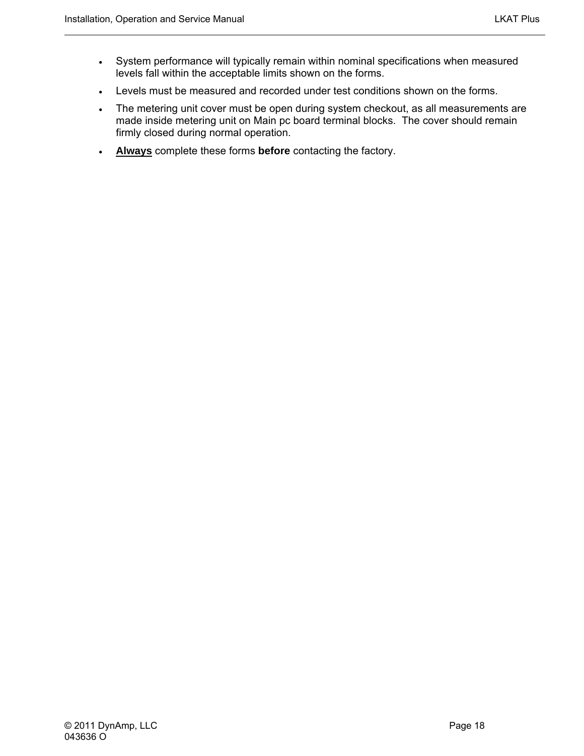- System performance will typically remain within nominal specifications when measured levels fall within the acceptable limits shown on the forms.
- Levels must be measured and recorded under test conditions shown on the forms.
- The metering unit cover must be open during system checkout, as all measurements are made inside metering unit on Main pc board terminal blocks.  The cover should remain firmly closed during normal operation.
- <u>**Always**</u> complete these forms **before** contacting the factory.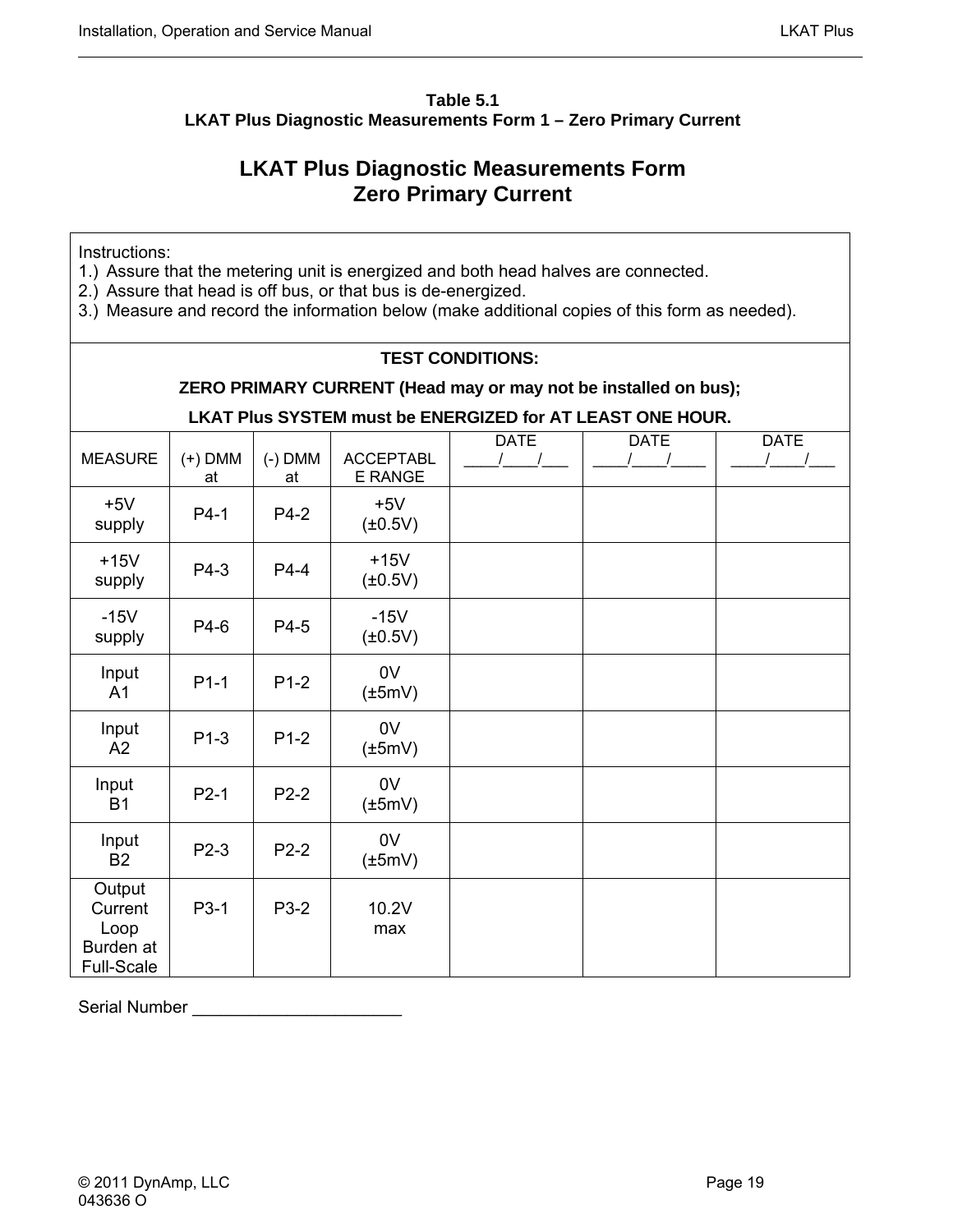**Table 5.1**
**LKAT Plus Diagnostic Measurements Form 1 – Zero Primary Current**

## LKAT Plus Diagnostic Measurements Form
## Zero Primary Current

Instructions:
1.) Assure that the metering unit is energized and both head halves are connected.
2.) Assure that head is off bus, or that bus is de-energized.
3.) Measure and record the information below (make additional copies of this form as needed).

**TEST CONDITIONS:**

**ZERO PRIMARY CURRENT (Head may or may not be installed on bus);**

**LKAT Plus SYSTEM must be ENERGIZED for AT LEAST ONE HOUR.**

| MEASURE | (+) DMM at | (-) DMM at | ACCEPTABLE RANGE | DATE ____/____/___ | DATE ____/____/____ | DATE ____/____/___ |
|---|---|---|---|---|---|---|
| +5V supply | P4-1 | P4-2 | +5V (±0.5V) | | | |
| +15V supply | P4-3 | P4-4 | +15V (±0.5V) | | | |
| -15V supply | P4-6 | P4-5 | -15V (±0.5V) | | | |
| Input A1 | P1-1 | P1-2 | 0V (±5mV) | | | |
| Input A2 | P1-3 | P1-2 | 0V (±5mV) | | | |
| Input B1 | P2-1 | P2-2 | 0V (±5mV) | | | |
| Input B2 | P2-3 | P2-2 | 0V (±5mV) | | | |
| Output Current Loop Burden at Full-Scale | P3-1 | P3-2 | 10.2V max | | | |

Serial Number ______________________

© 2011 DynAmp, LLC
043636 O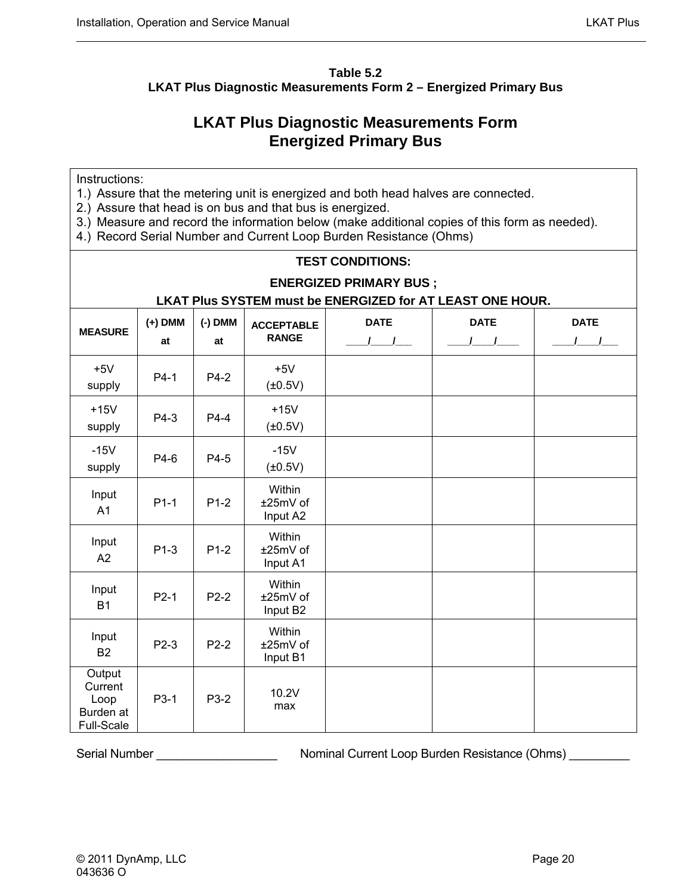**Table 5.2**
**LKAT Plus Diagnostic Measurements Form 2 – Energized Primary Bus**

## LKAT Plus Diagnostic Measurements Form
## Energized Primary Bus

Instructions:
1.) Assure that the metering unit is energized and both head halves are connected.
2.) Assure that head is on bus and that bus is energized.
3.) Measure and record the information below (make additional copies of this form as needed).
4.) Record Serial Number and Current Loop Burden Resistance (Ohms)

**TEST CONDITIONS:**

**ENERGIZED PRIMARY BUS ;**

**LKAT Plus SYSTEM must be ENERGIZED for AT LEAST ONE HOUR.**

| MEASURE | (+) DMM at | (-) DMM at | ACCEPTABLE RANGE | DATE ___/___/___ | DATE ___/___/___ | DATE ___/___/___ |
|---|---|---|---|---|---|---|
| +5V supply | P4-1 | P4-2 | +5V (±0.5V) | | | |
| +15V supply | P4-3 | P4-4 | +15V (±0.5V) | | | |
| -15V supply | P4-6 | P4-5 | -15V (±0.5V) | | | |
| Input A1 | P1-1 | P1-2 | Within ±25mV of Input A2 | | | |
| Input A2 | P1-3 | P1-2 | Within ±25mV of Input A1 | | | |
| Input B1 | P2-1 | P2-2 | Within ±25mV of Input B2 | | | |
| Input B2 | P2-3 | P2-2 | Within ±25mV of Input B1 | | | |
| Output Current Loop Burden at Full-Scale | P3-1 | P3-2 | 10.2V max | | | |

Serial Number __________________ Nominal Current Loop Burden Resistance (Ohms) _________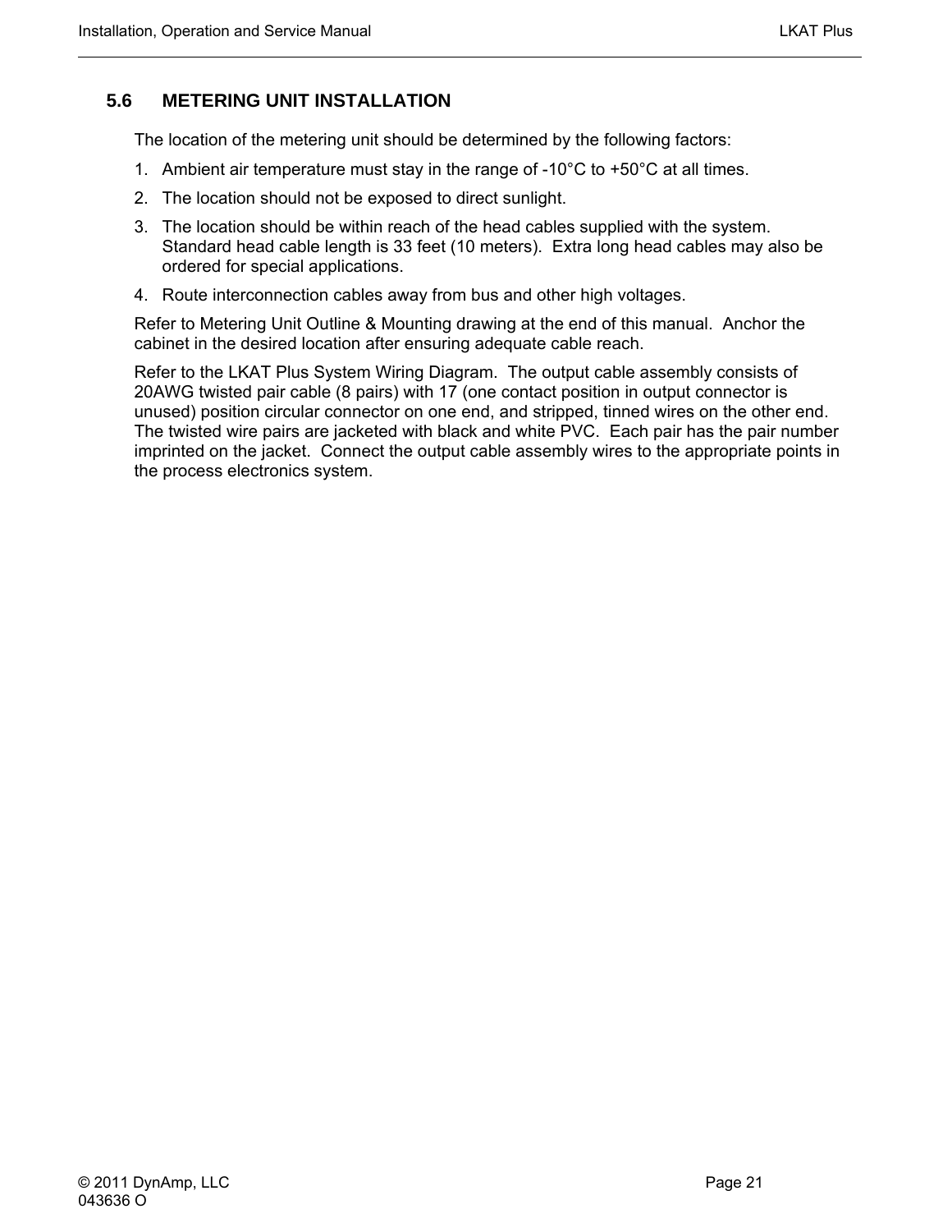## 5.6 METERING UNIT INSTALLATION

The location of the metering unit should be determined by the following factors:

1. Ambient air temperature must stay in the range of -10°C to +50°C at all times.
2. The location should not be exposed to direct sunlight.
3. The location should be within reach of the head cables supplied with the system. Standard head cable length is 33 feet (10 meters). Extra long head cables may also be ordered for special applications.
4. Route interconnection cables away from bus and other high voltages.

Refer to Metering Unit Outline & Mounting drawing at the end of this manual. Anchor the cabinet in the desired location after ensuring adequate cable reach.

Refer to the LKAT Plus System Wiring Diagram. The output cable assembly consists of 20AWG twisted pair cable (8 pairs) with 17 (one contact position in output connector is unused) position circular connector on one end, and stripped, tinned wires on the other end. The twisted wire pairs are jacketed with black and white PVC. Each pair has the pair number imprinted on the jacket. Connect the output cable assembly wires to the appropriate points in the process electronics system.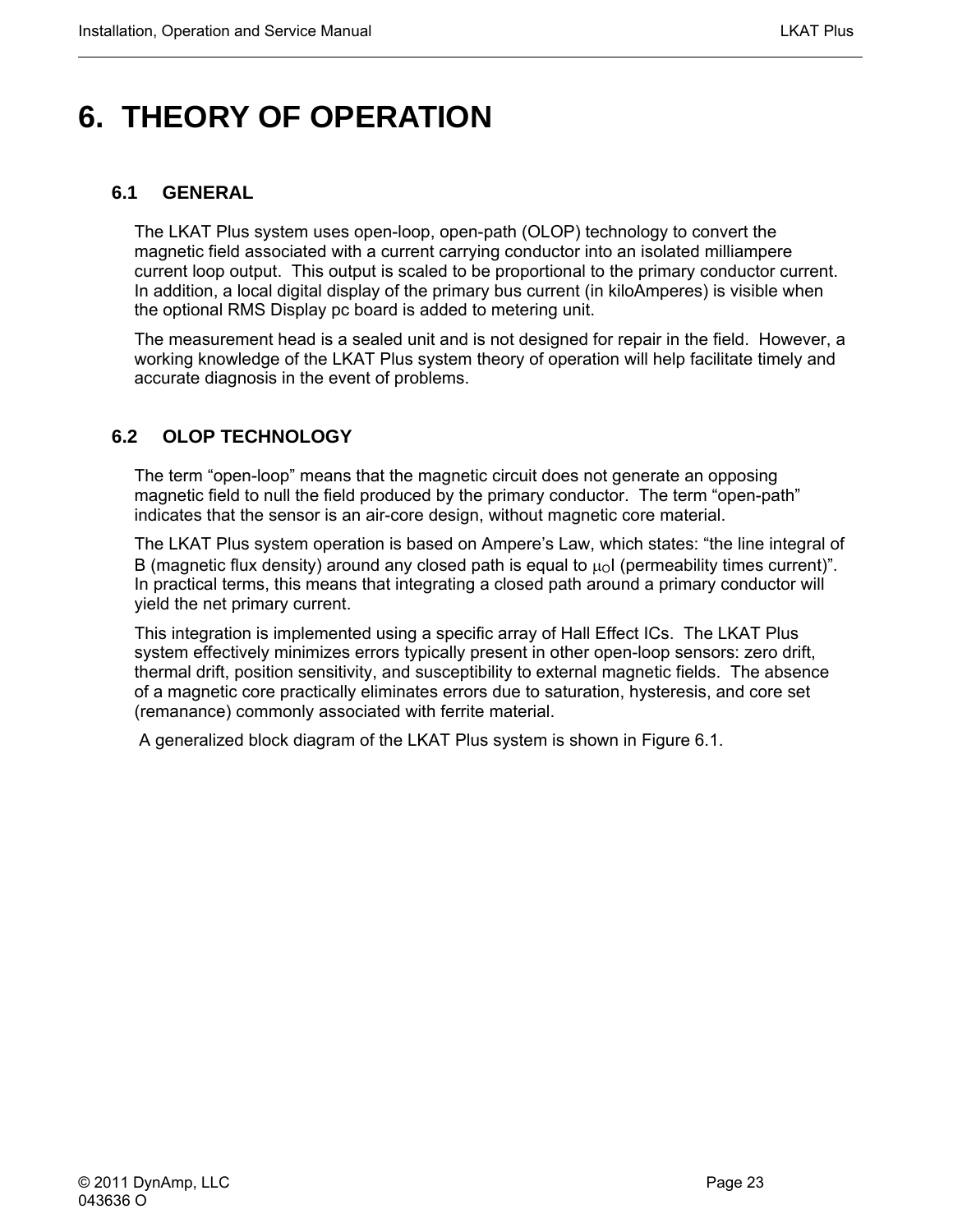# 6. THEORY OF OPERATION

## 6.1 GENERAL

The LKAT Plus system uses open-loop, open-path (OLOP) technology to convert the magnetic field associated with a current carrying conductor into an isolated milliampere current loop output. This output is scaled to be proportional to the primary conductor current. In addition, a local digital display of the primary bus current (in kiloAmperes) is visible when the optional RMS Display pc board is added to metering unit.

The measurement head is a sealed unit and is not designed for repair in the field. However, a working knowledge of the LKAT Plus system theory of operation will help facilitate timely and accurate diagnosis in the event of problems.

## 6.2 OLOP TECHNOLOGY

The term “open-loop” means that the magnetic circuit does not generate an opposing magnetic field to null the field produced by the primary conductor. The term “open-path” indicates that the sensor is an air-core design, without magnetic core material.

The LKAT Plus system operation is based on Ampere’s Law, which states: “the line integral of B (magnetic flux density) around any closed path is equal to $\mu_O I$ (permeability times current)”. In practical terms, this means that integrating a closed path around a primary conductor will yield the net primary current.

This integration is implemented using a specific array of Hall Effect ICs. The LKAT Plus system effectively minimizes errors typically present in other open-loop sensors: zero drift, thermal drift, position sensitivity, and susceptibility to external magnetic fields. The absence of a magnetic core practically eliminates errors due to saturation, hysteresis, and core set (remanance) commonly associated with ferrite material.

A generalized block diagram of the LKAT Plus system is shown in Figure 6.1.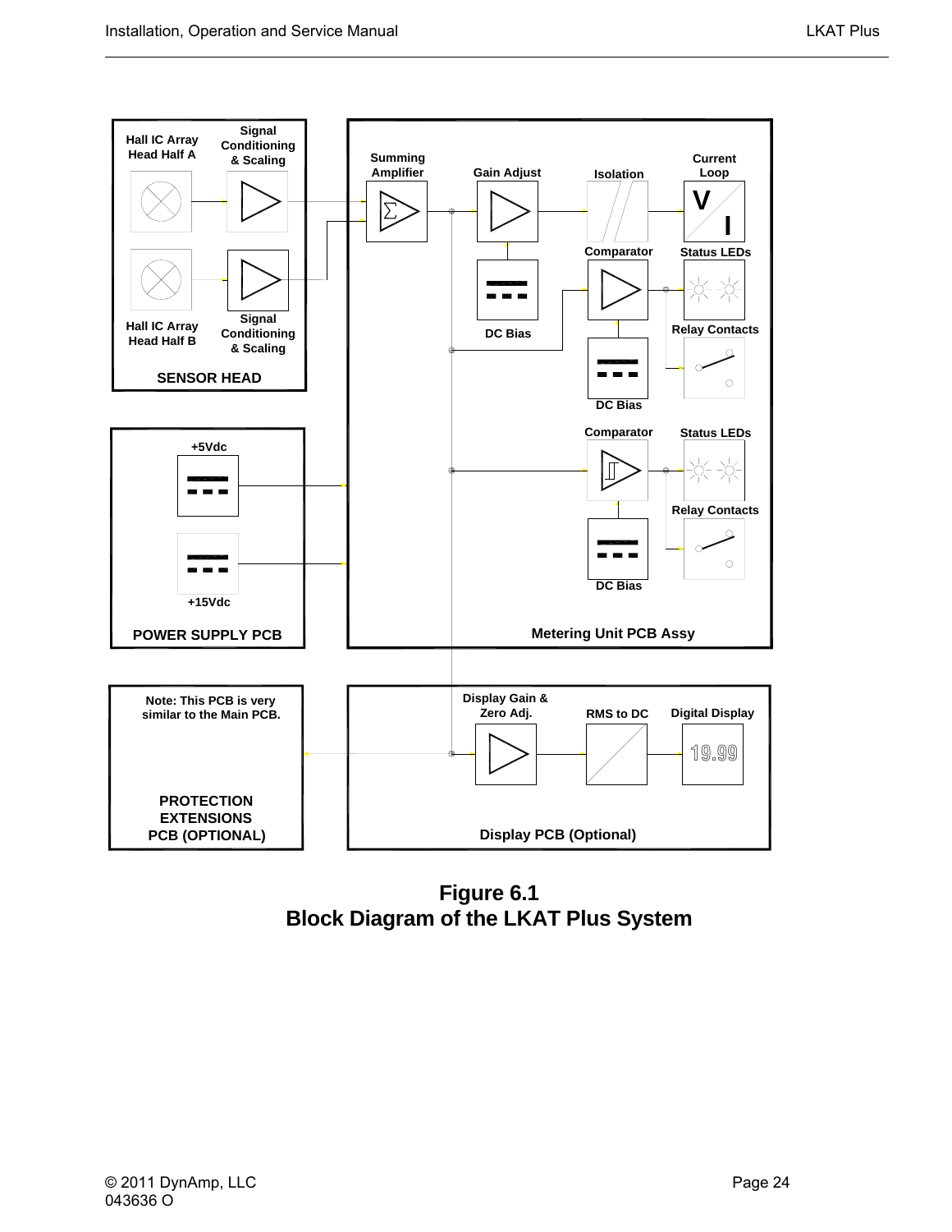**Figure 6.1**
**Block Diagram of the LKAT Plus System**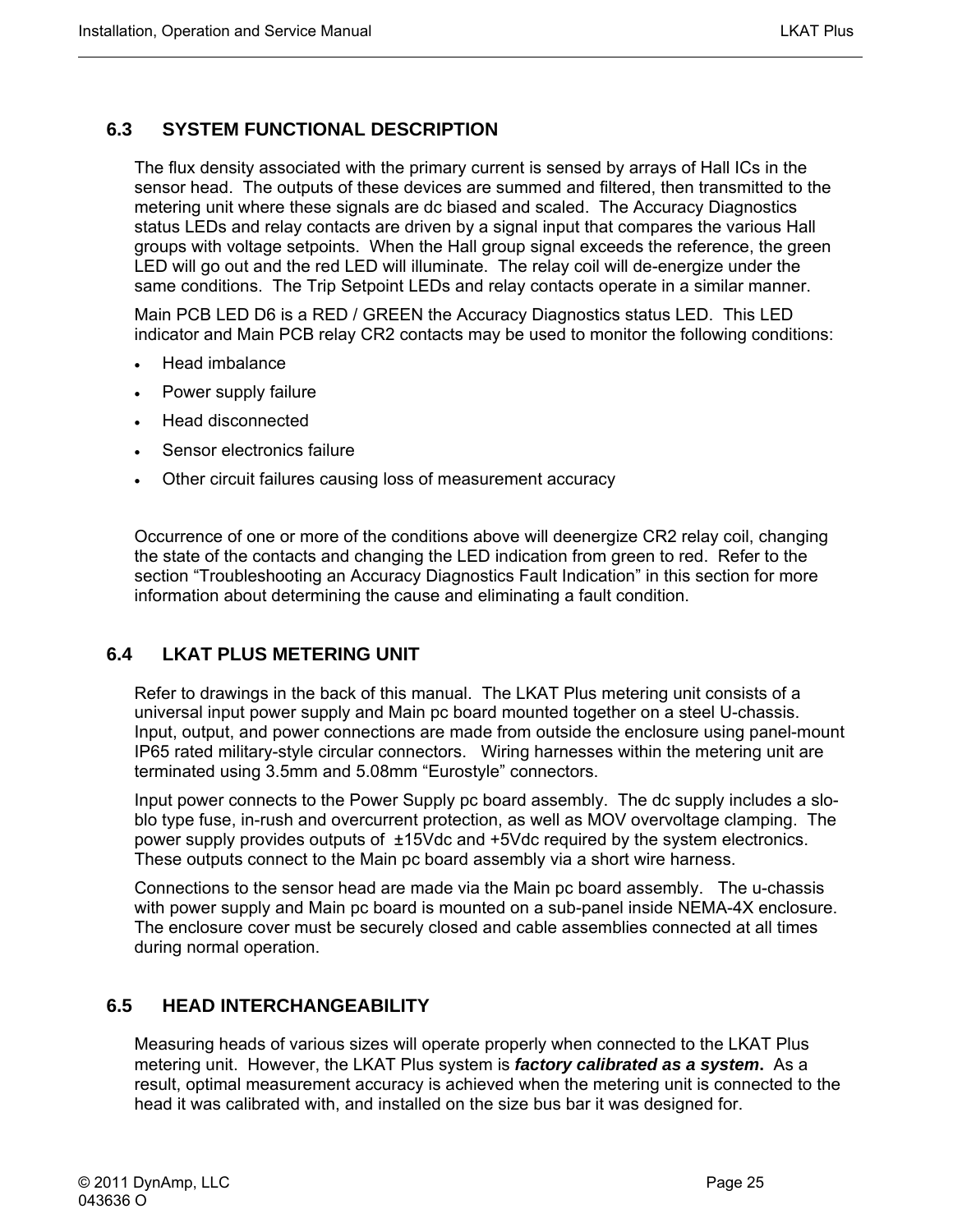## 6.3 SYSTEM FUNCTIONAL DESCRIPTION

The flux density associated with the primary current is sensed by arrays of Hall ICs in the sensor head. The outputs of these devices are summed and filtered, then transmitted to the metering unit where these signals are dc biased and scaled. The Accuracy Diagnostics status LEDs and relay contacts are driven by a signal input that compares the various Hall groups with voltage setpoints. When the Hall group signal exceeds the reference, the green LED will go out and the red LED will illuminate. The relay coil will de-energize under the same conditions. The Trip Setpoint LEDs and relay contacts operate in a similar manner.

Main PCB LED D6 is a RED / GREEN the Accuracy Diagnostics status LED. This LED indicator and Main PCB relay CR2 contacts may be used to monitor the following conditions:

- Head imbalance
- Power supply failure
- Head disconnected
- Sensor electronics failure
- Other circuit failures causing loss of measurement accuracy

Occurrence of one or more of the conditions above will deenergize CR2 relay coil, changing the state of the contacts and changing the LED indication from green to red. Refer to the section "Troubleshooting an Accuracy Diagnostics Fault Indication" in this section for more information about determining the cause and eliminating a fault condition.

## 6.4 LKAT PLUS METERING UNIT

Refer to drawings in the back of this manual. The LKAT Plus metering unit consists of a universal input power supply and Main pc board mounted together on a steel U-chassis. Input, output, and power connections are made from outside the enclosure using panel-mount IP65 rated military-style circular connectors. Wiring harnesses within the metering unit are terminated using 3.5mm and 5.08mm "Eurostyle" connectors.

Input power connects to the Power Supply pc board assembly. The dc supply includes a slo-blo type fuse, in-rush and overcurrent protection, as well as MOV overvoltage clamping. The power supply provides outputs of ±15Vdc and +5Vdc required by the system electronics. These outputs connect to the Main pc board assembly via a short wire harness.

Connections to the sensor head are made via the Main pc board assembly. The u-chassis with power supply and Main pc board is mounted on a sub-panel inside NEMA-4X enclosure. The enclosure cover must be securely closed and cable assemblies connected at all times during normal operation.

## 6.5 HEAD INTERCHANGEABILITY

Measuring heads of various sizes will operate properly when connected to the LKAT Plus metering unit. However, the LKAT Plus system is ***factory calibrated as a system***. As a result, optimal measurement accuracy is achieved when the metering unit is connected to the head it was calibrated with, and installed on the size bus bar it was designed for.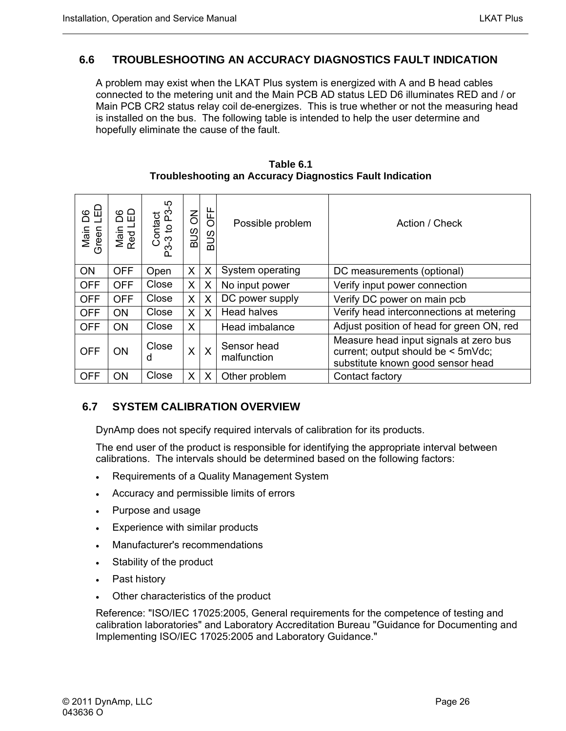## 6.6 TROUBLESHOOTING AN ACCURACY DIAGNOSTICS FAULT INDICATION

A problem may exist when the LKAT Plus system is energized with A and B head cables connected to the metering unit and the Main PCB AD status LED D6 illuminates RED and / or Main PCB CR2 status relay coil de-energizes. This is true whether or not the measuring head is installed on the bus. The following table is intended to help the user determine and hopefully eliminate the cause of the fault.

**Table 6.1**
**Troubleshooting an Accuracy Diagnostics Fault Indication**

| Main D6 Green LED | Main D6 Red LED | Contact P3-3 to P3-5 | BUS ON | BUS OFF | Possible problem | Action / Check |
|---|---|---|---|---|---|---|
| ON | OFF | Open | X | X | System operating | DC measurements (optional) |
| OFF | OFF | Close | X | X | No input power | Verify input power connection |
| OFF | OFF | Close | X | X | DC power supply | Verify DC power on main pcb |
| OFF | ON | Close | X | X | Head halves | Verify head interconnections at metering |
| OFF | ON | Close | X | | Head imbalance | Adjust position of head for green ON, red |
| OFF | ON | Closed | X | X | Sensor head malfunction | Measure head input signals at zero bus current; output should be < 5mVdc; substitute known good sensor head |
| OFF | ON | Close | X | X | Other problem | Contact factory |

## 6.7 SYSTEM CALIBRATION OVERVIEW

DynAmp does not specify required intervals of calibration for its products.

The end user of the product is responsible for identifying the appropriate interval between calibrations. The intervals should be determined based on the following factors:

- Requirements of a Quality Management System
- Accuracy and permissible limits of errors
- Purpose and usage
- Experience with similar products
- Manufacturer's recommendations
- Stability of the product
- Past history
- Other characteristics of the product

Reference: "ISO/IEC 17025:2005, General requirements for the competence of testing and calibration laboratories" and Laboratory Accreditation Bureau "Guidance for Documenting and Implementing ISO/IEC 17025:2005 and Laboratory Guidance."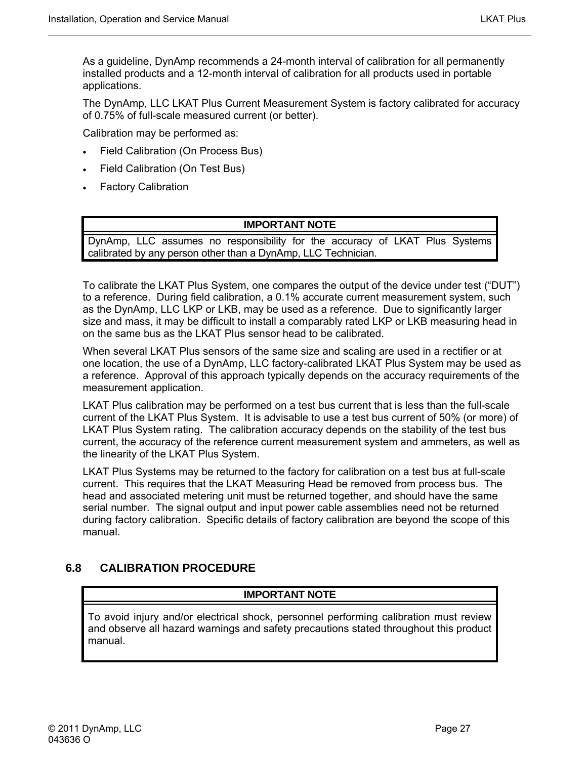As a guideline, DynAmp recommends a 24-month interval of calibration for all permanently installed products and a 12-month interval of calibration for all products used in portable applications.

The DynAmp, LLC LKAT Plus Current Measurement System is factory calibrated for accuracy of 0.75% of full-scale measured current (or better).

Calibration may be performed as:

- Field Calibration (On Process Bus)
- Field Calibration (On Test Bus)
- Factory Calibration

| IMPORTANT NOTE |
|---|
| DynAmp, LLC assumes no responsibility for the accuracy of LKAT Plus Systems calibrated by any person other than a DynAmp, LLC Technician. |

To calibrate the LKAT Plus System, one compares the output of the device under test ("DUT") to a reference. During field calibration, a 0.1% accurate current measurement system, such as the DynAmp, LLC LKP or LKB, may be used as a reference. Due to significantly larger size and mass, it may be difficult to install a comparably rated LKP or LKB measuring head in on the same bus as the LKAT Plus sensor head to be calibrated.

When several LKAT Plus sensors of the same size and scaling are used in a rectifier or at one location, the use of a DynAmp, LLC factory-calibrated LKAT Plus System may be used as a reference. Approval of this approach typically depends on the accuracy requirements of the measurement application.

LKAT Plus calibration may be performed on a test bus current that is less than the full-scale current of the LKAT Plus System. It is advisable to use a test bus current of 50% (or more) of LKAT Plus System rating. The calibration accuracy depends on the stability of the test bus current, the accuracy of the reference current measurement system and ammeters, as well as the linearity of the LKAT Plus System.

LKAT Plus Systems may be returned to the factory for calibration on a test bus at full-scale current. This requires that the LKAT Measuring Head be removed from process bus. The head and associated metering unit must be returned together, and should have the same serial number. The signal output and input power cable assemblies need not be returned during factory calibration. Specific details of factory calibration are beyond the scope of this manual.

## 6.8 CALIBRATION PROCEDURE

| IMPORTANT NOTE |
|---|
| To avoid injury and/or electrical shock, personnel performing calibration must review and observe all hazard warnings and safety precautions stated throughout this product manual. |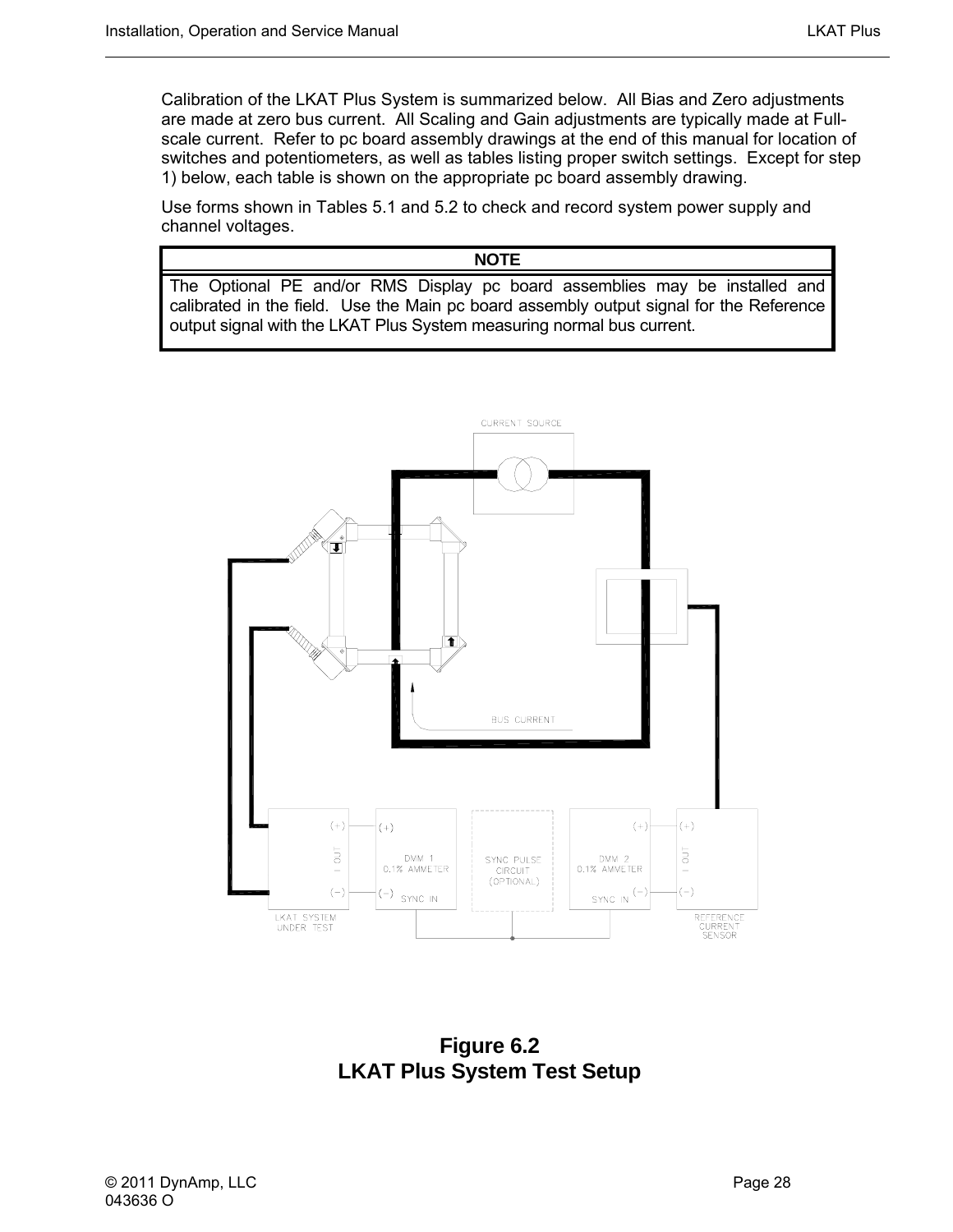Calibration of the LKAT Plus System is summarized below. All Bias and Zero adjustments are made at zero bus current. All Scaling and Gain adjustments are typically made at Full-scale current. Refer to pc board assembly drawings at the end of this manual for location of switches and potentiometers, as well as tables listing proper switch settings. Except for step 1) below, each table is shown on the appropriate pc board assembly drawing.

Use forms shown in Tables 5.1 and 5.2 to check and record system power supply and channel voltages.

| NOTE |
| --- |
| The Optional PE and/or RMS Display pc board assemblies may be installed and calibrated in the field. Use the Main pc board assembly output signal for the Reference output signal with the LKAT Plus System measuring normal bus current. |

**Figure 6.2**
**LKAT Plus System Test Setup**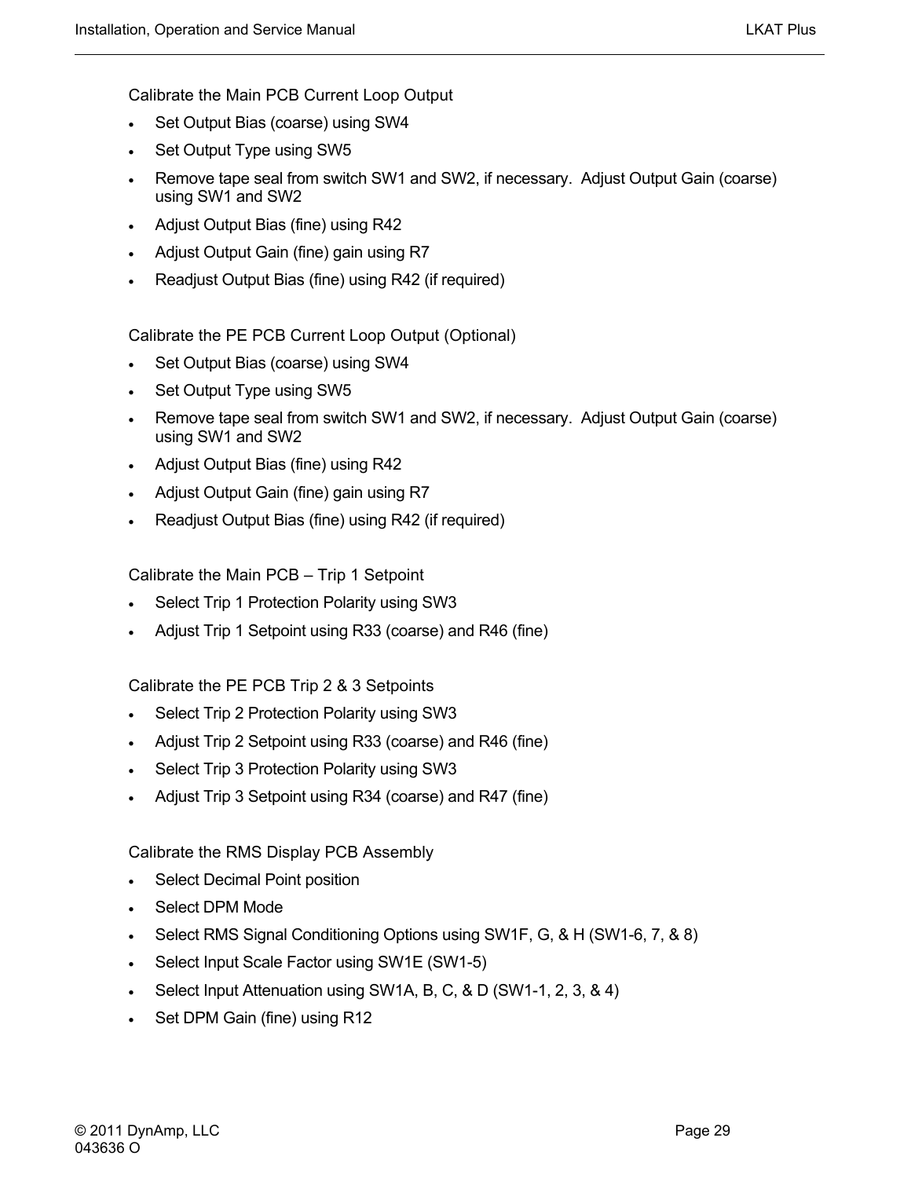### Calibrate the Main PCB Current Loop Output

- Set Output Bias (coarse) using SW4
- Set Output Type using SW5
- Remove tape seal from switch SW1 and SW2, if necessary. Adjust Output Gain (coarse) using SW1 and SW2
- Adjust Output Bias (fine) using R42
- Adjust Output Gain (fine) gain using R7
- Readjust Output Bias (fine) using R42 (if required)

### Calibrate the PE PCB Current Loop Output (Optional)

- Set Output Bias (coarse) using SW4
- Set Output Type using SW5
- Remove tape seal from switch SW1 and SW2, if necessary. Adjust Output Gain (coarse) using SW1 and SW2
- Adjust Output Bias (fine) using R42
- Adjust Output Gain (fine) gain using R7
- Readjust Output Bias (fine) using R42 (if required)

### Calibrate the Main PCB – Trip 1 Setpoint

- Select Trip 1 Protection Polarity using SW3
- Adjust Trip 1 Setpoint using R33 (coarse) and R46 (fine)

### Calibrate the PE PCB Trip 2 & 3 Setpoints

- Select Trip 2 Protection Polarity using SW3
- Adjust Trip 2 Setpoint using R33 (coarse) and R46 (fine)
- Select Trip 3 Protection Polarity using SW3
- Adjust Trip 3 Setpoint using R34 (coarse) and R47 (fine)

### Calibrate the RMS Display PCB Assembly

- Select Decimal Point position
- Select DPM Mode
- Select RMS Signal Conditioning Options using SW1F, G, & H (SW1-6, 7, & 8)
- Select Input Scale Factor using SW1E (SW1-5)
- Select Input Attenuation using SW1A, B, C, & D (SW1-1, 2, 3, & 4)
- Set DPM Gain (fine) using R12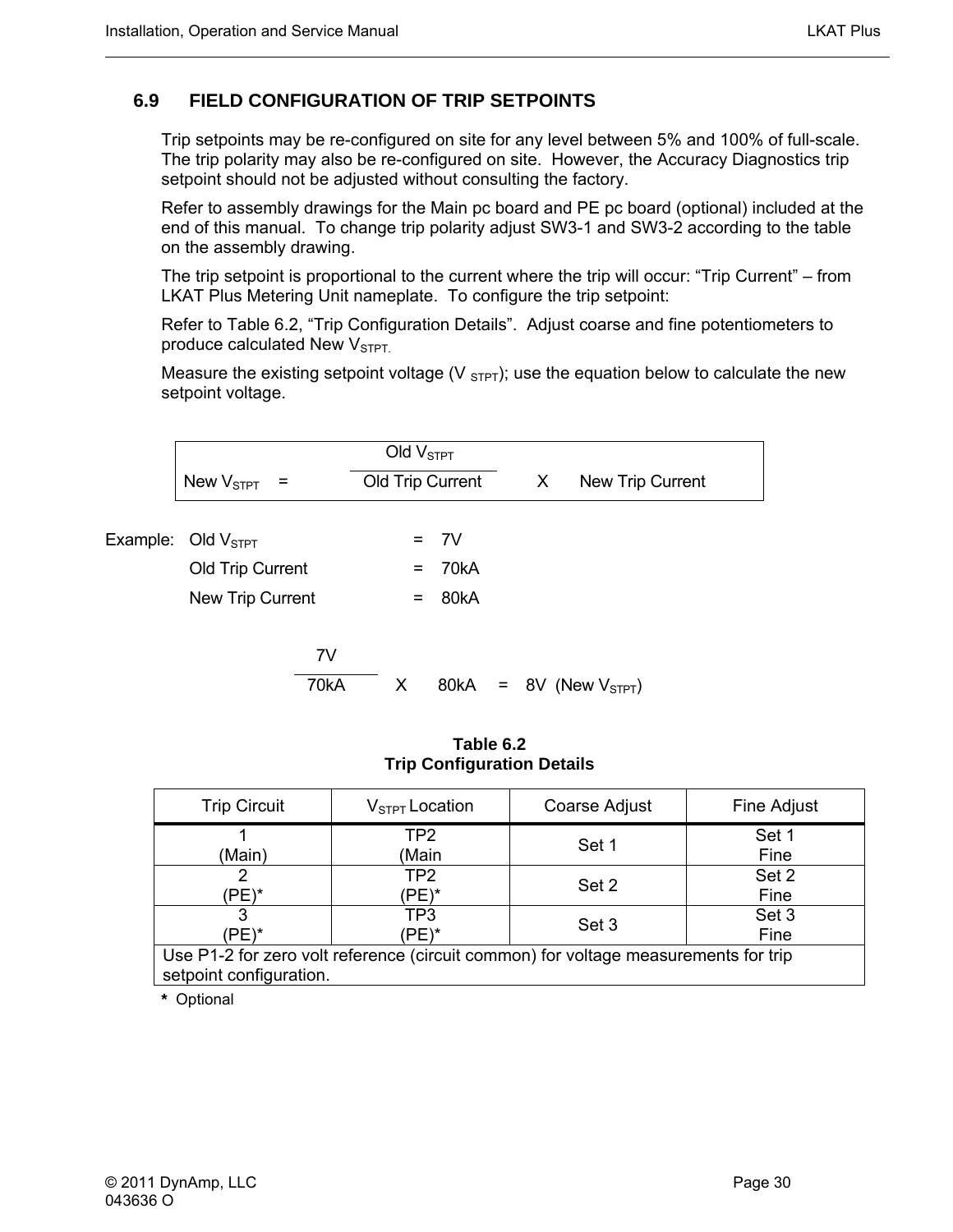## 6.9 FIELD CONFIGURATION OF TRIP SETPOINTS

Trip setpoints may be re-configured on site for any level between 5% and 100% of full-scale. The trip polarity may also be re-configured on site. However, the Accuracy Diagnostics trip setpoint should not be adjusted without consulting the factory.

Refer to assembly drawings for the Main pc board and PE pc board (optional) included at the end of this manual. To change trip polarity adjust SW3-1 and SW3-2 according to the table on the assembly drawing.

The trip setpoint is proportional to the current where the trip will occur: "Trip Current" – from LKAT Plus Metering Unit nameplate. To configure the trip setpoint:

Refer to Table 6.2, "Trip Configuration Details". Adjust coarse and fine potentiometers to produce calculated New $V_{STPT.}$

Measure the existing setpoint voltage ($V_{STPT}$); use the equation below to calculate the new setpoint voltage.

$$\text{New } V_{STPT} = \frac{\text{Old } V_{STPT}}{\text{Old Trip Current}} \times \text{New Trip Current}$$

Example:

| | | |
|---|---|---|
| Old $V_{STPT}$ | = | 7V |
| Old Trip Current | = | 70kA |
| New Trip Current | = | 80kA |

$$\frac{7\text{V}}{70\text{kA}} \times 80\text{kA} = 8\text{V} \ (\text{New } V_{STPT})$$

**Table 6.2**
**Trip Configuration Details**

| Trip Circuit | $V_{STPT}$ Location | Coarse Adjust | Fine Adjust |
|---|---|---|---|
| 1 (Main) | TP2 (Main | Set 1 | Set 1 Fine |
| 2 (PE)* | TP2 (PE)* | Set 2 | Set 2 Fine |
| 3 (PE)* | TP3 (PE)* | Set 3 | Set 3 Fine |
| Use P1-2 for zero volt reference (circuit common) for voltage measurements for trip setpoint configuration. | | | |

**\*** Optional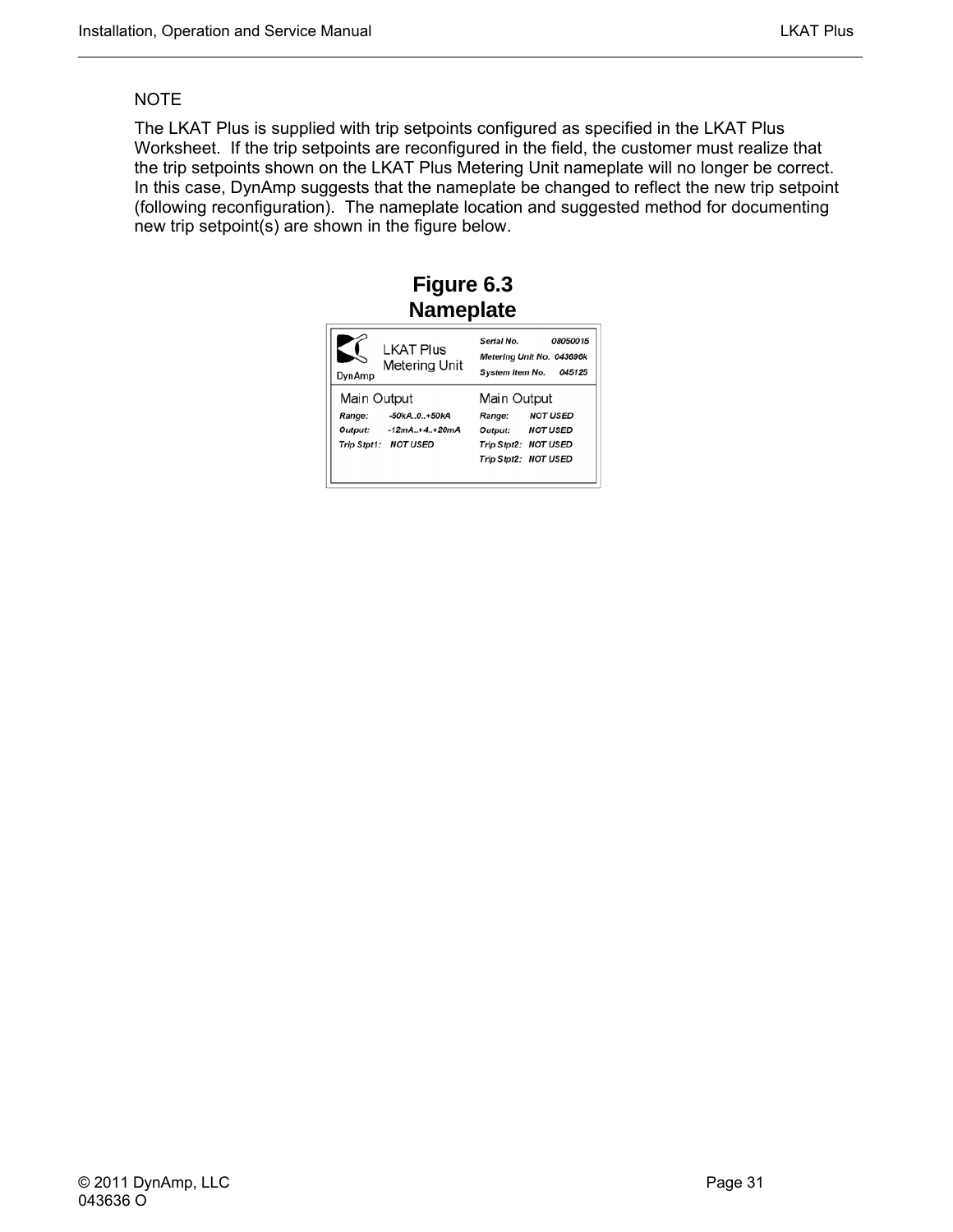NOTE

The LKAT Plus is supplied with trip setpoints configured as specified in the LKAT Plus Worksheet. If the trip setpoints are reconfigured in the field, the customer must realize that the trip setpoints shown on the LKAT Plus Metering Unit nameplate will no longer be correct. In this case, DynAmp suggests that the nameplate be changed to reflect the new trip setpoint (following reconfiguration). The nameplate location and suggested method for documenting new trip setpoint(s) are shown in the figure below.

**Figure 6.3**
**Nameplate**

DynAmp

LKAT Plus
Metering Unit

*Serial No.* 08050015
*Metering Unit No.* 043696k
*System Item No.* 045125

| Main Output | | Main Output | |
|---|---|---|---|
| *Range:* | -50kA..0..+50kA | *Range:* | NOT USED |
| *Output:* | -12mA..+4..+20mA | *Output:* | NOT USED |
| *Trip Stpt1:* | NOT USED | *Trip Stpt2:* | NOT USED |
| | | *Trip Stpt2:* | NOT USED |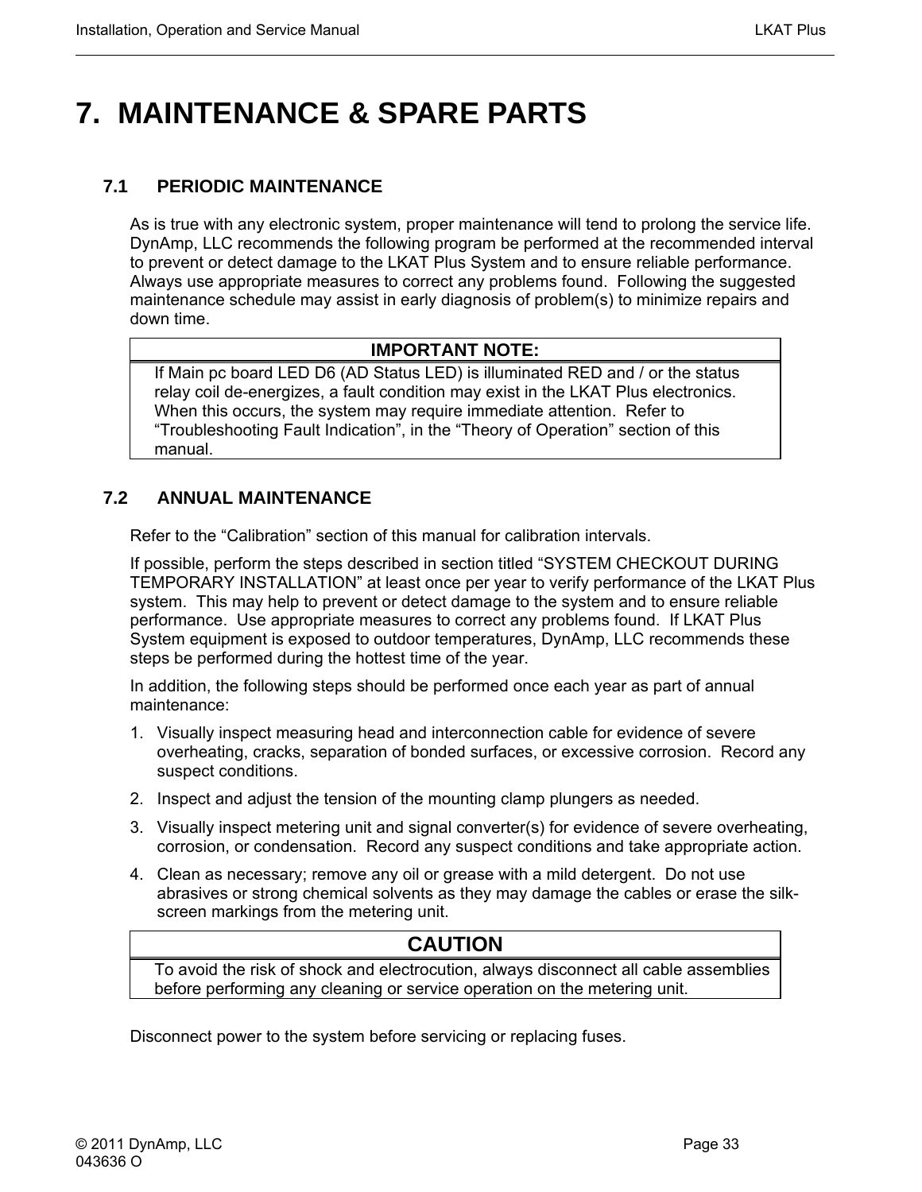# 7. MAINTENANCE & SPARE PARTS

## 7.1 PERIODIC MAINTENANCE

As is true with any electronic system, proper maintenance will tend to prolong the service life. DynAmp, LLC recommends the following program be performed at the recommended interval to prevent or detect damage to the LKAT Plus System and to ensure reliable performance. Always use appropriate measures to correct any problems found. Following the suggested maintenance schedule may assist in early diagnosis of problem(s) to minimize repairs and down time.

| IMPORTANT NOTE: |
|---|
| If Main pc board LED D6 (AD Status LED) is illuminated RED and / or the status relay coil de-energizes, a fault condition may exist in the LKAT Plus electronics. When this occurs, the system may require immediate attention. Refer to "Troubleshooting Fault Indication", in the "Theory of Operation" section of this manual. |

## 7.2 ANNUAL MAINTENANCE

Refer to the "Calibration" section of this manual for calibration intervals.

If possible, perform the steps described in section titled "SYSTEM CHECKOUT DURING TEMPORARY INSTALLATION" at least once per year to verify performance of the LKAT Plus system. This may help to prevent or detect damage to the system and to ensure reliable performance. Use appropriate measures to correct any problems found. If LKAT Plus System equipment is exposed to outdoor temperatures, DynAmp, LLC recommends these steps be performed during the hottest time of the year.

In addition, the following steps should be performed once each year as part of annual maintenance:

1. Visually inspect measuring head and interconnection cable for evidence of severe overheating, cracks, separation of bonded surfaces, or excessive corrosion. Record any suspect conditions.
2. Inspect and adjust the tension of the mounting clamp plungers as needed.
3. Visually inspect metering unit and signal converter(s) for evidence of severe overheating, corrosion, or condensation. Record any suspect conditions and take appropriate action.
4. Clean as necessary; remove any oil or grease with a mild detergent. Do not use abrasives or strong chemical solvents as they may damage the cables or erase the silk-screen markings from the metering unit.

| CAUTION |
|---|
| To avoid the risk of shock and electrocution, always disconnect all cable assemblies before performing any cleaning or service operation on the metering unit. |

Disconnect power to the system before servicing or replacing fuses.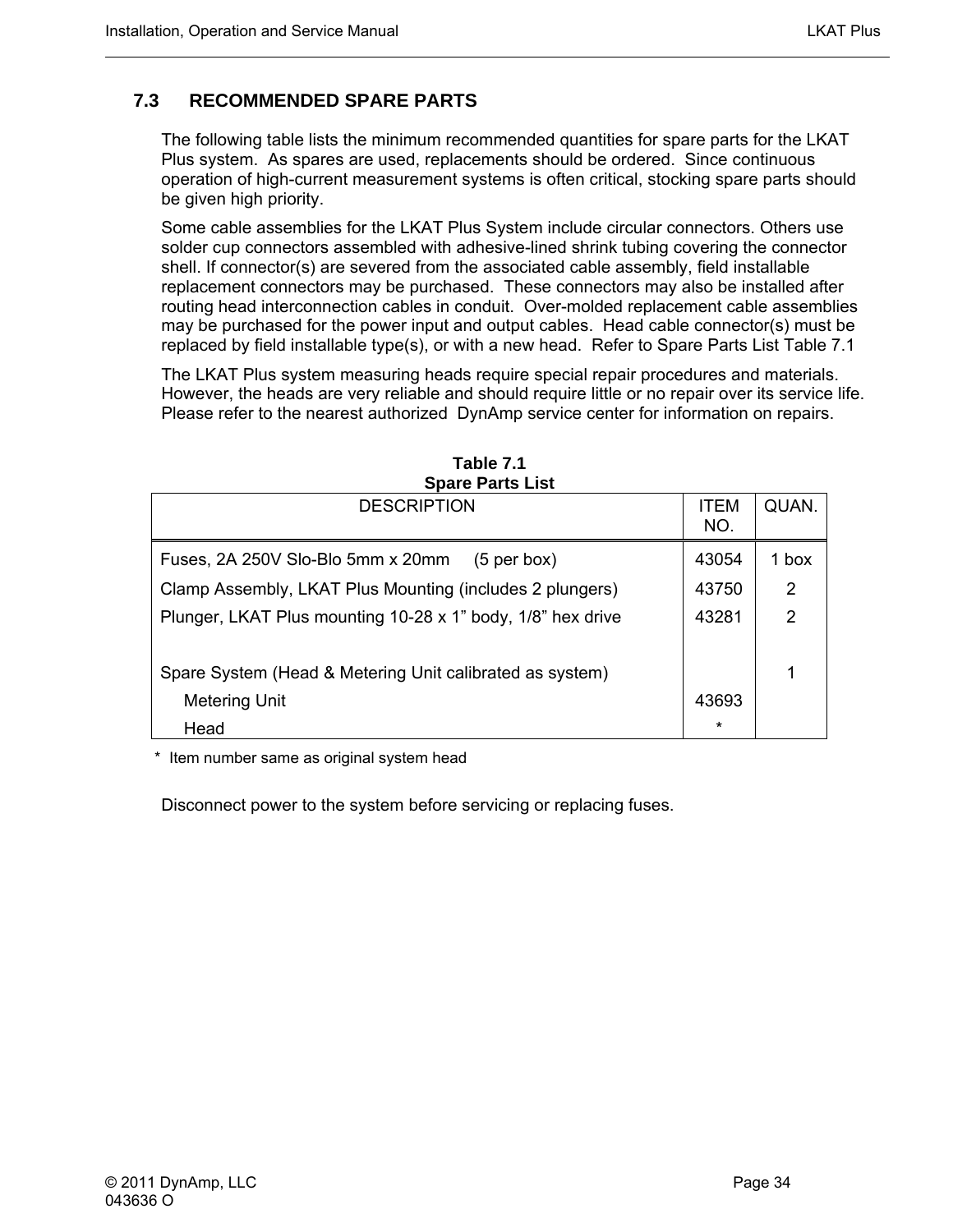## 7.3 RECOMMENDED SPARE PARTS

The following table lists the minimum recommended quantities for spare parts for the LKAT Plus system. As spares are used, replacements should be ordered. Since continuous operation of high-current measurement systems is often critical, stocking spare parts should be given high priority.

Some cable assemblies for the LKAT Plus System include circular connectors. Others use solder cup connectors assembled with adhesive-lined shrink tubing covering the connector shell. If connector(s) are severed from the associated cable assembly, field installable replacement connectors may be purchased. These connectors may also be installed after routing head interconnection cables in conduit. Over-molded replacement cable assemblies may be purchased for the power input and output cables. Head cable connector(s) must be replaced by field installable type(s), or with a new head. Refer to Spare Parts List Table 7.1

The LKAT Plus system measuring heads require special repair procedures and materials. However, the heads are very reliable and should require little or no repair over its service life. Please refer to the nearest authorized DynAmp service center for information on repairs.

**Table 7.1**
**Spare Parts List**

| DESCRIPTION | ITEM NO. | QUAN. |
|---|---|---|
| Fuses, 2A 250V Slo-Blo 5mm x 20mm (5 per box) | 43054 | 1 box |
| Clamp Assembly, LKAT Plus Mounting (includes 2 plungers) | 43750 | 2 |
| Plunger, LKAT Plus mounting 10-28 x 1" body, 1/8" hex drive | 43281 | 2 |
| | | |
| Spare System (Head & Metering Unit calibrated as system) | | 1 |
| Metering Unit | 43693 | |
| Head | * | |

\* Item number same as original system head

Disconnect power to the system before servicing or replacing fuses.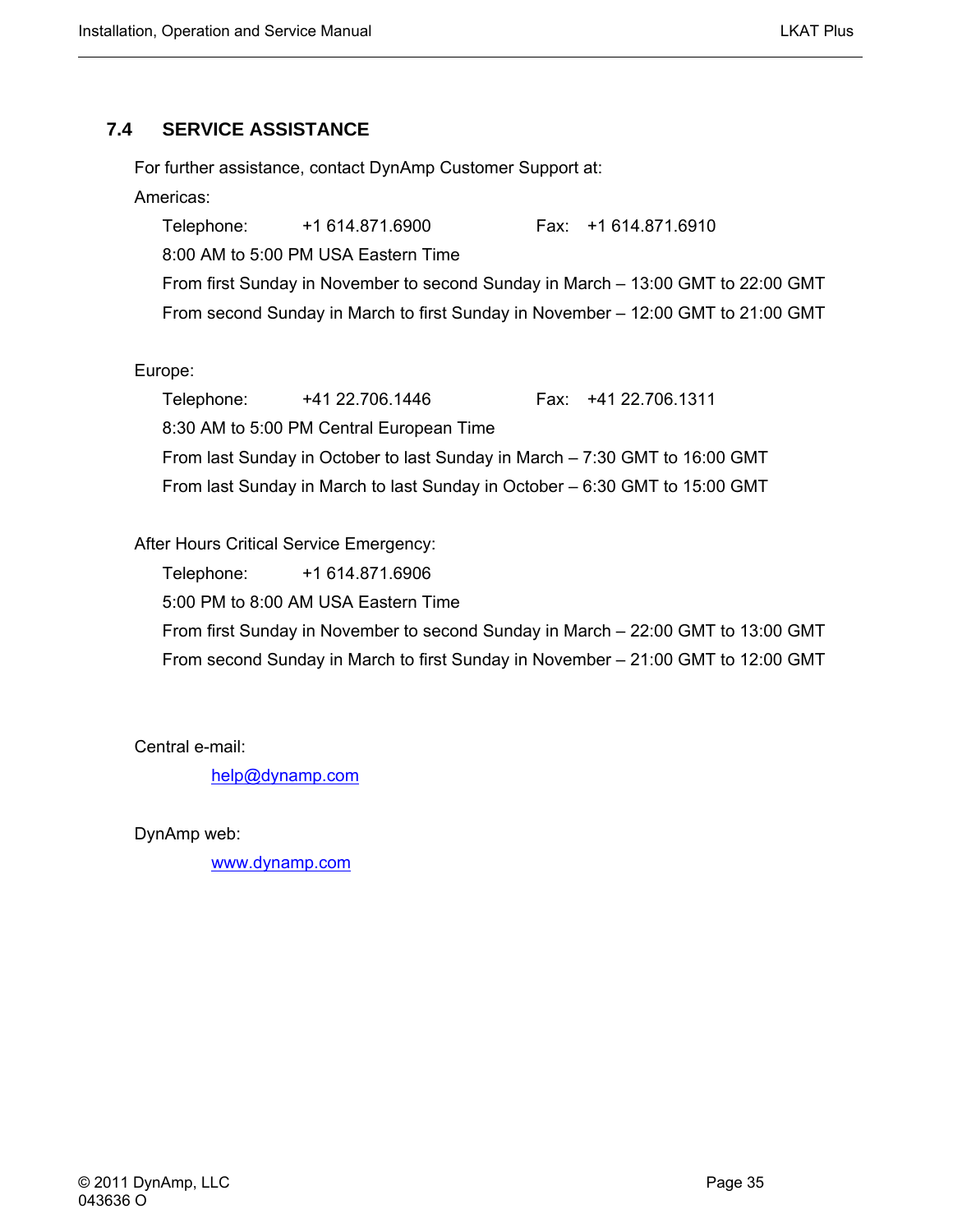## 7.4 SERVICE ASSISTANCE

For further assistance, contact DynAmp Customer Support at:

Americas:

Telephone: +1 614.871.6900 Fax: +1 614.871.6910

8:00 AM to 5:00 PM USA Eastern Time

From first Sunday in November to second Sunday in March – 13:00 GMT to 22:00 GMT

From second Sunday in March to first Sunday in November – 12:00 GMT to 21:00 GMT

Europe:

Telephone: +41 22.706.1446 Fax: +41 22.706.1311

8:30 AM to 5:00 PM Central European Time

From last Sunday in October to last Sunday in March – 7:30 GMT to 16:00 GMT

From last Sunday in March to last Sunday in October – 6:30 GMT to 15:00 GMT

After Hours Critical Service Emergency:

Telephone: +1 614.871.6906

5:00 PM to 8:00 AM USA Eastern Time

From first Sunday in November to second Sunday in March – 22:00 GMT to 13:00 GMT

From second Sunday in March to first Sunday in November – 21:00 GMT to 12:00 GMT

Central e-mail:

help@dynamp.com

DynAmp web:

www.dynamp.com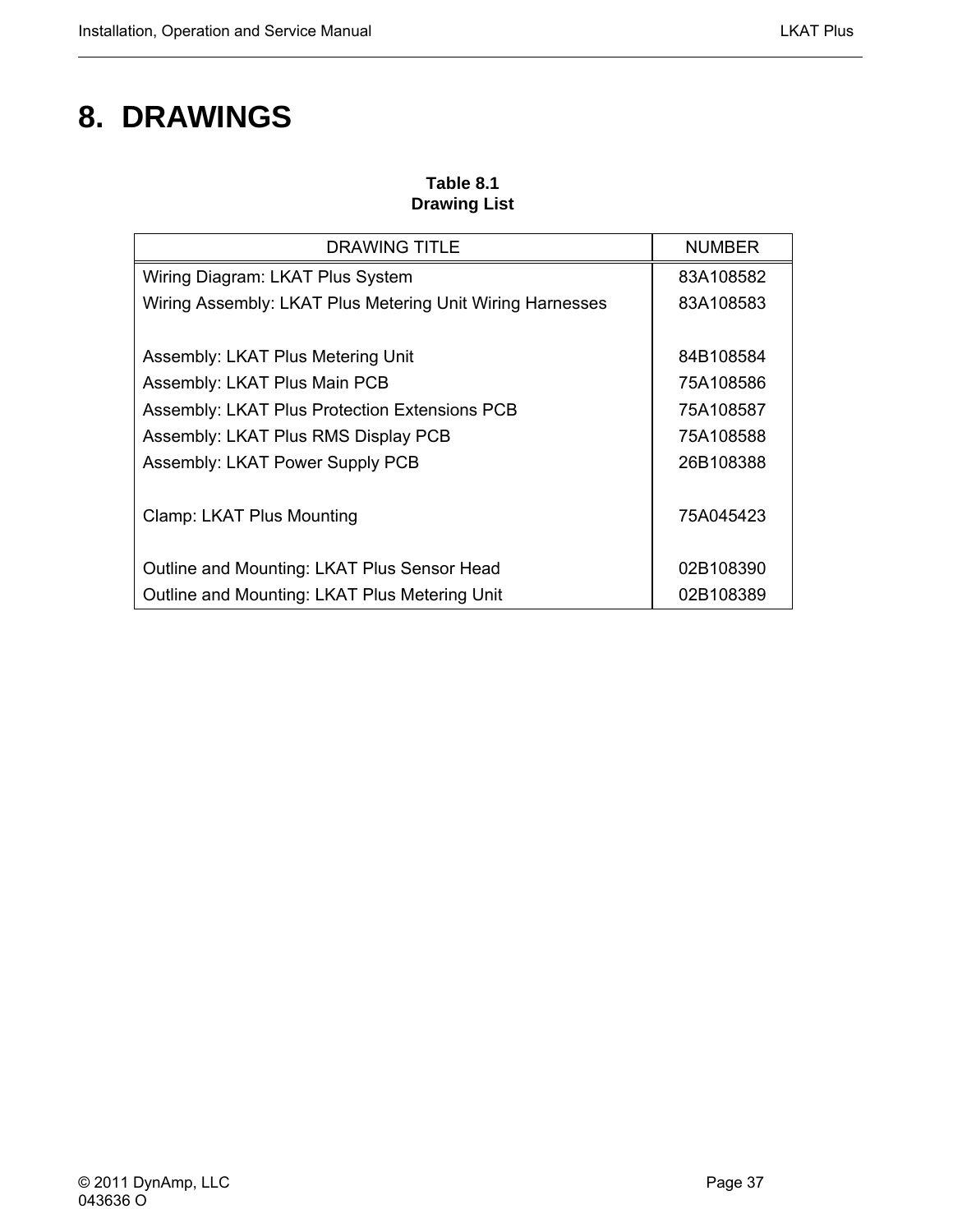# 8. DRAWINGS

**Table 8.1**
**Drawing List**

| DRAWING TITLE | NUMBER |
|---|---|
| Wiring Diagram: LKAT Plus System | 83A108582 |
| Wiring Assembly: LKAT Plus Metering Unit Wiring Harnesses | 83A108583 |
| | |
| Assembly: LKAT Plus Metering Unit | 84B108584 |
| Assembly: LKAT Plus Main PCB | 75A108586 |
| Assembly: LKAT Plus Protection Extensions PCB | 75A108587 |
| Assembly: LKAT Plus RMS Display PCB | 75A108588 |
| Assembly: LKAT Power Supply PCB | 26B108388 |
| | |
| Clamp: LKAT Plus Mounting | 75A045423 |
| | |
| Outline and Mounting: LKAT Plus Sensor Head | 02B108390 |
| Outline and Mounting: LKAT Plus Metering Unit | 02B108389 |